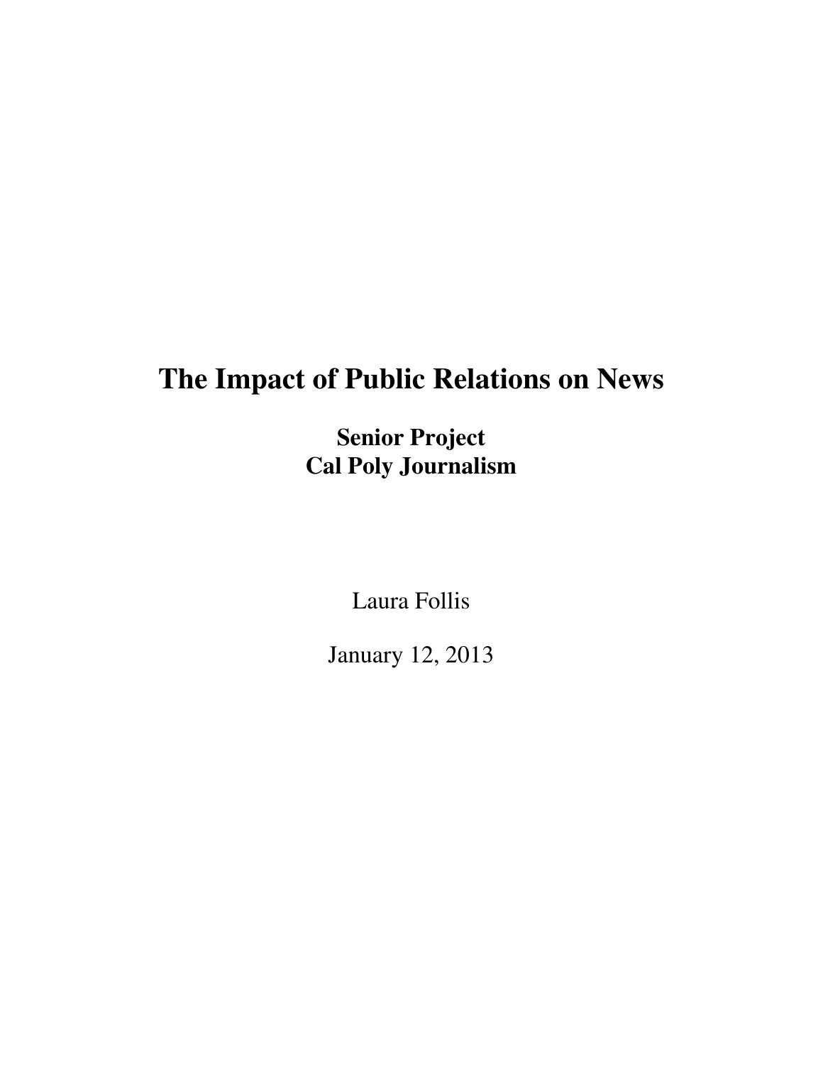# The Impact of Public Relations on News

**Senior Project**
**Cal Poly Journalism**

Laura Follis

January 12, 2013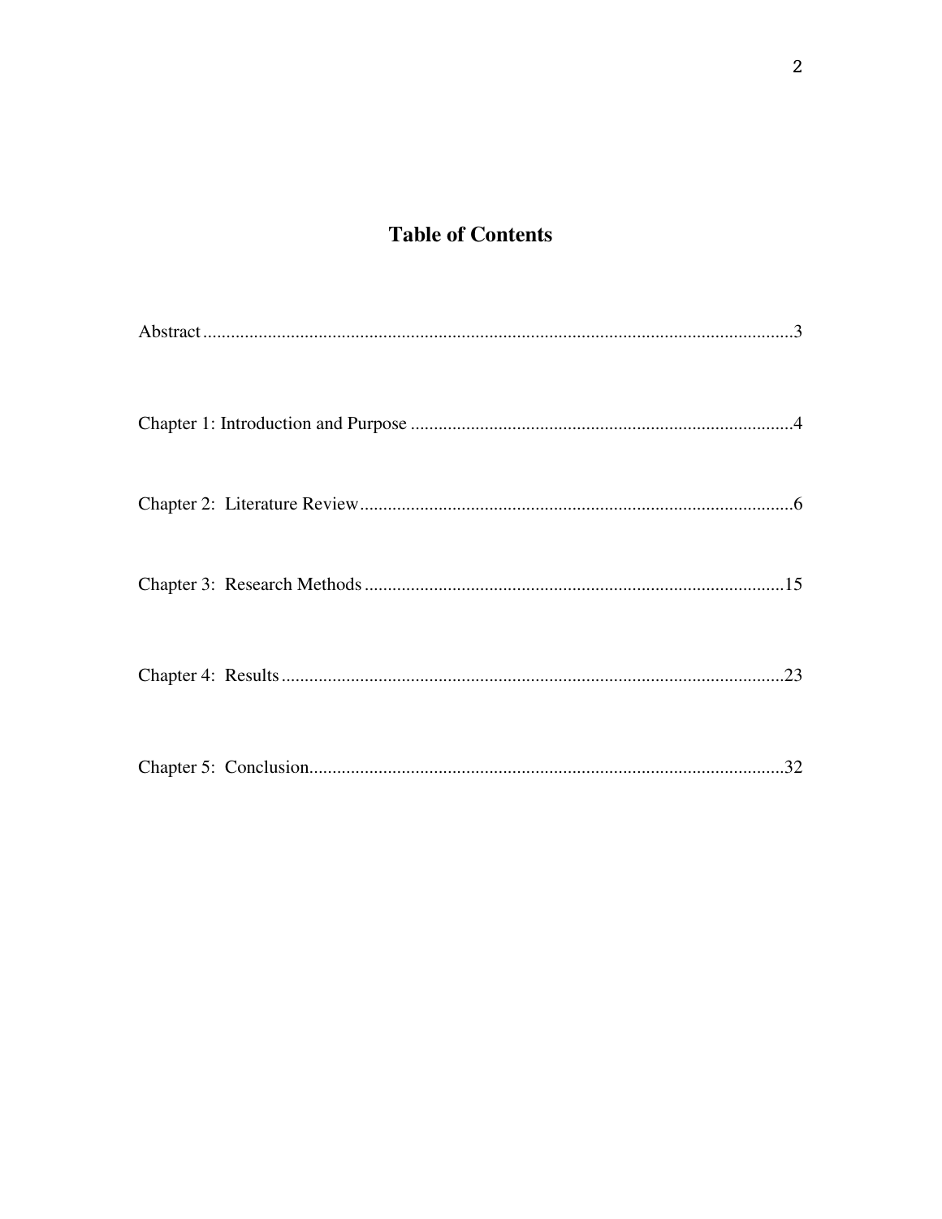# Table of Contents

Abstract ................................................................................................................................3

Chapter 1: Introduction and Purpose ....................................................................................4

Chapter 2: Literature Review..............................................................................................6

Chapter 3: Research Methods ...........................................................................................15

Chapter 4: Results .............................................................................................................23

Chapter 5: Conclusion.......................................................................................................32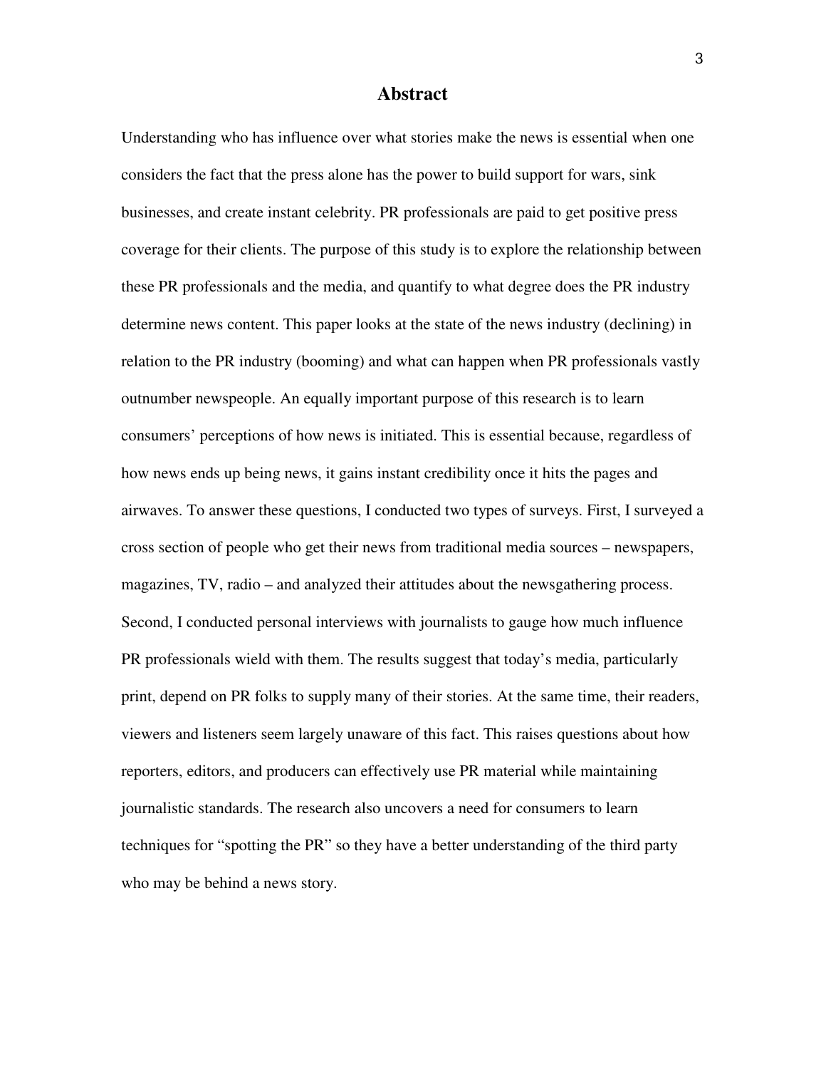# Abstract

Understanding who has influence over what stories make the news is essential when one considers the fact that the press alone has the power to build support for wars, sink businesses, and create instant celebrity. PR professionals are paid to get positive press coverage for their clients. The purpose of this study is to explore the relationship between these PR professionals and the media, and quantify to what degree does the PR industry determine news content. This paper looks at the state of the news industry (declining) in relation to the PR industry (booming) and what can happen when PR professionals vastly outnumber newspeople. An equally important purpose of this research is to learn consumers' perceptions of how news is initiated. This is essential because, regardless of how news ends up being news, it gains instant credibility once it hits the pages and airwaves. To answer these questions, I conducted two types of surveys. First, I surveyed a cross section of people who get their news from traditional media sources – newspapers, magazines, TV, radio – and analyzed their attitudes about the newsgathering process. Second, I conducted personal interviews with journalists to gauge how much influence PR professionals wield with them. The results suggest that today's media, particularly print, depend on PR folks to supply many of their stories. At the same time, their readers, viewers and listeners seem largely unaware of this fact. This raises questions about how reporters, editors, and producers can effectively use PR material while maintaining journalistic standards. The research also uncovers a need for consumers to learn techniques for "spotting the PR" so they have a better understanding of the third party who may be behind a news story.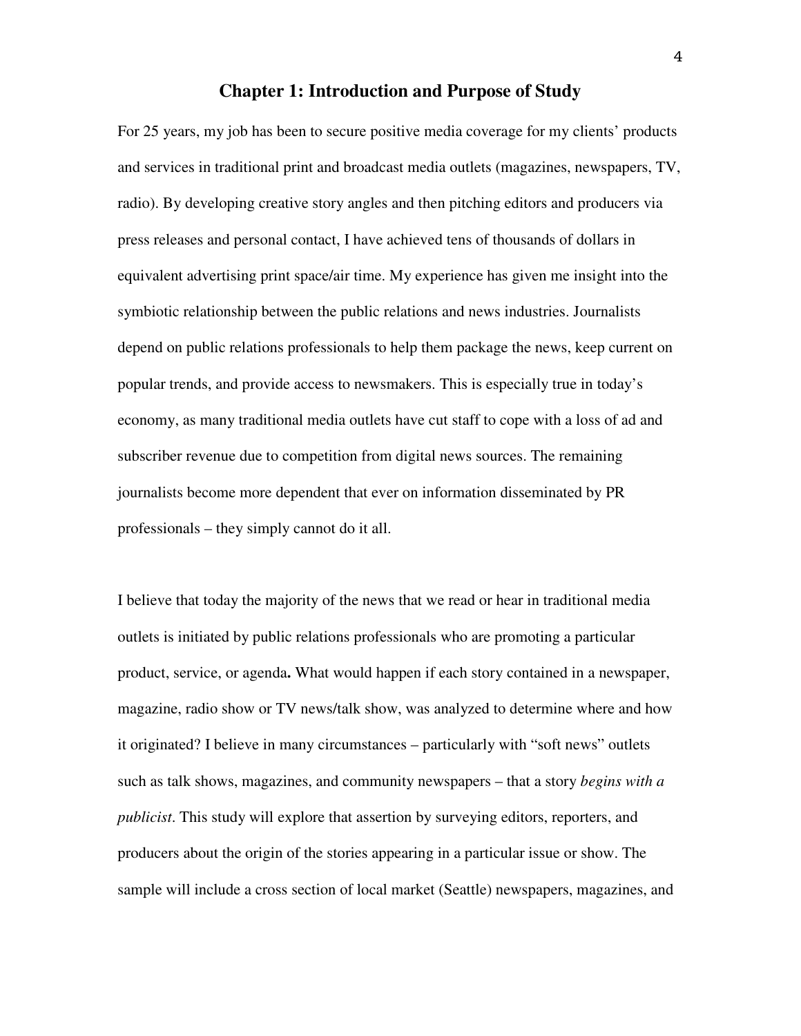# Chapter 1: Introduction and Purpose of Study

For 25 years, my job has been to secure positive media coverage for my clients' products and services in traditional print and broadcast media outlets (magazines, newspapers, TV, radio). By developing creative story angles and then pitching editors and producers via press releases and personal contact, I have achieved tens of thousands of dollars in equivalent advertising print space/air time. My experience has given me insight into the symbiotic relationship between the public relations and news industries. Journalists depend on public relations professionals to help them package the news, keep current on popular trends, and provide access to newsmakers. This is especially true in today's economy, as many traditional media outlets have cut staff to cope with a loss of ad and subscriber revenue due to competition from digital news sources. The remaining journalists become more dependent that ever on information disseminated by PR professionals – they simply cannot do it all.

I believe that today the majority of the news that we read or hear in traditional media outlets is initiated by public relations professionals who are promoting a particular product, service, or agenda**.** What would happen if each story contained in a newspaper, magazine, radio show or TV news/talk show, was analyzed to determine where and how it originated? I believe in many circumstances – particularly with "soft news" outlets such as talk shows, magazines, and community newspapers – that a story *begins with a publicist*. This study will explore that assertion by surveying editors, reporters, and producers about the origin of the stories appearing in a particular issue or show. The sample will include a cross section of local market (Seattle) newspapers, magazines, and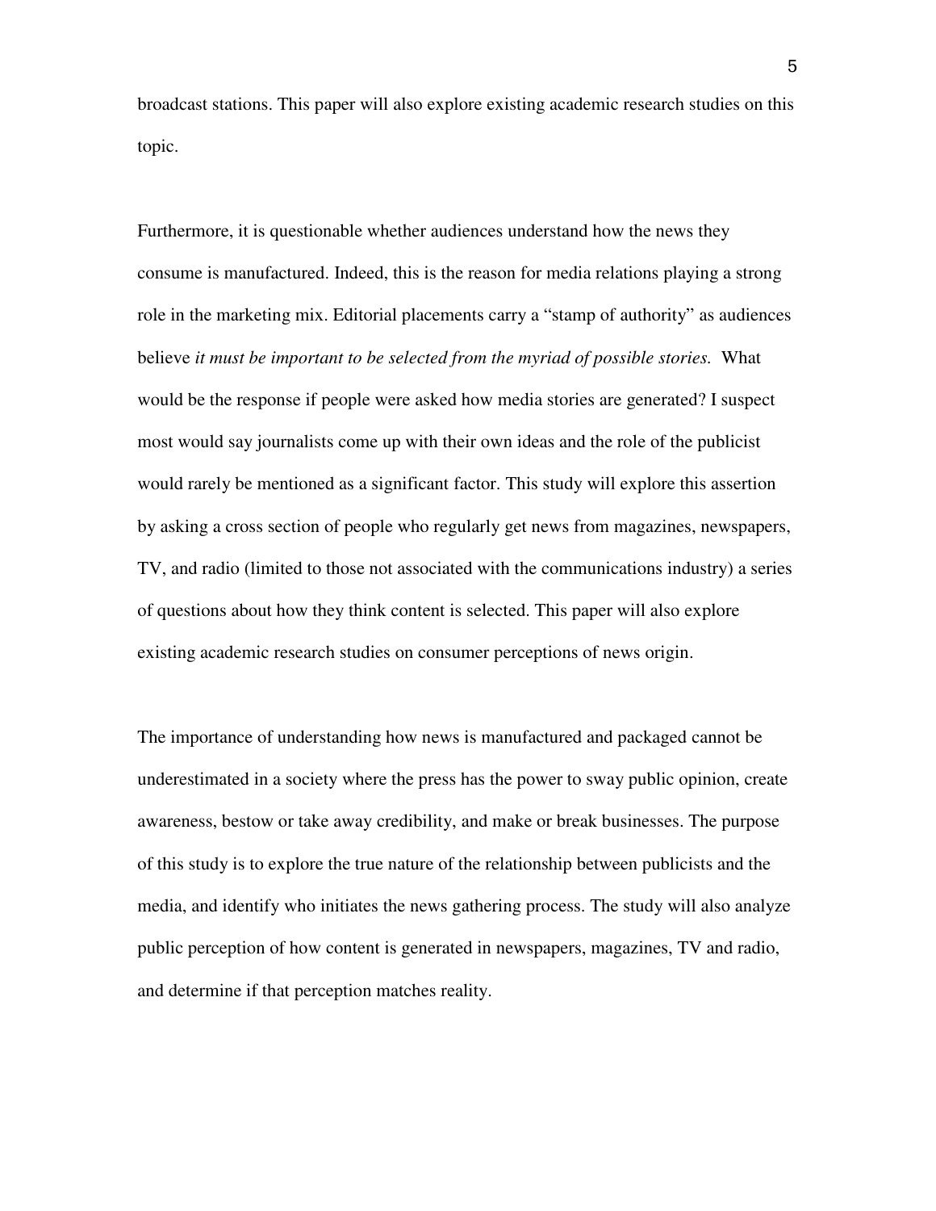broadcast stations. This paper will also explore existing academic research studies on this topic.

Furthermore, it is questionable whether audiences understand how the news they consume is manufactured. Indeed, this is the reason for media relations playing a strong role in the marketing mix. Editorial placements carry a "stamp of authority" as audiences believe *it must be important to be selected from the myriad of possible stories.* What would be the response if people were asked how media stories are generated? I suspect most would say journalists come up with their own ideas and the role of the publicist would rarely be mentioned as a significant factor. This study will explore this assertion by asking a cross section of people who regularly get news from magazines, newspapers, TV, and radio (limited to those not associated with the communications industry) a series of questions about how they think content is selected. This paper will also explore existing academic research studies on consumer perceptions of news origin.

The importance of understanding how news is manufactured and packaged cannot be underestimated in a society where the press has the power to sway public opinion, create awareness, bestow or take away credibility, and make or break businesses. The purpose of this study is to explore the true nature of the relationship between publicists and the media, and identify who initiates the news gathering process. The study will also analyze public perception of how content is generated in newspapers, magazines, TV and radio, and determine if that perception matches reality.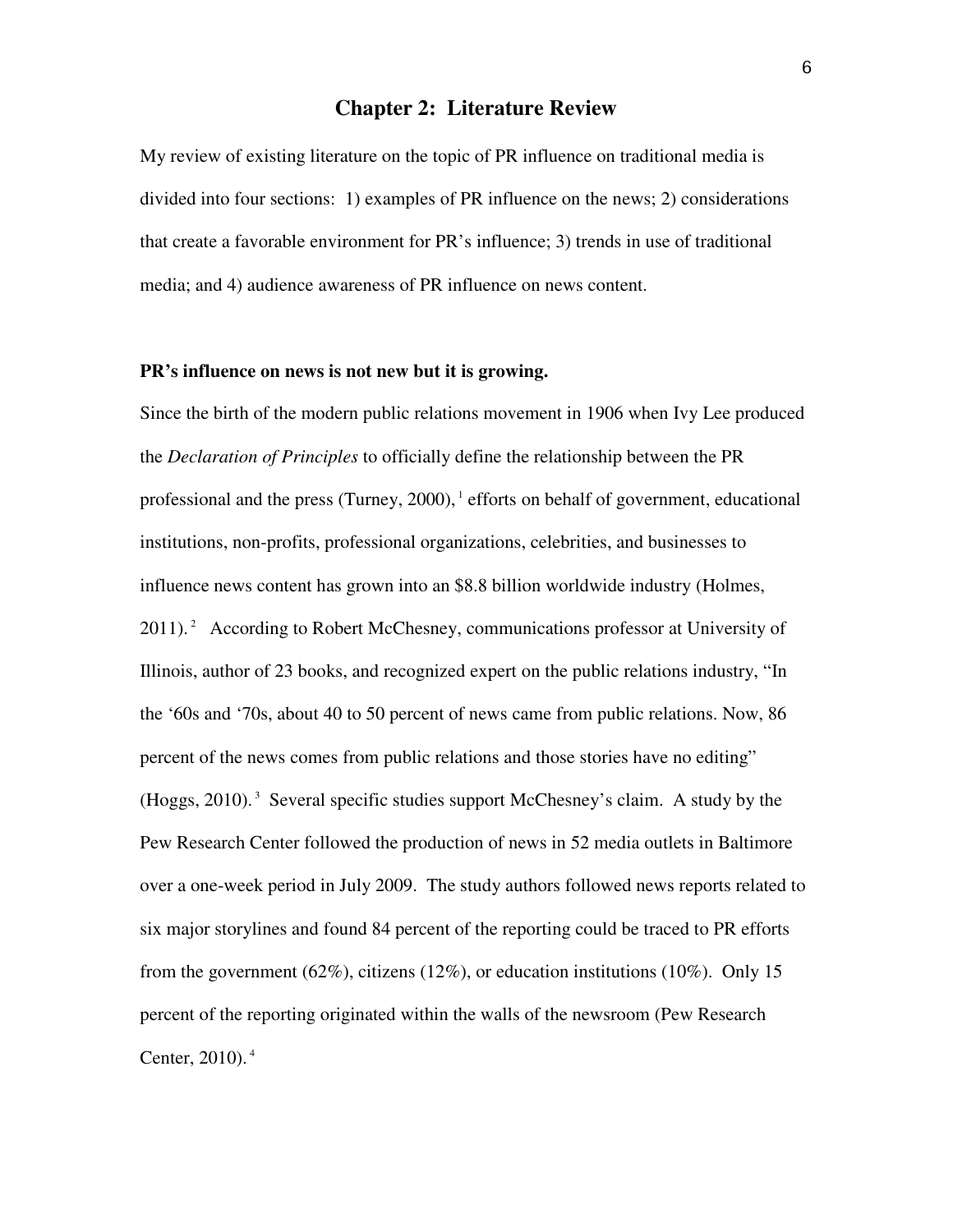# Chapter 2: Literature Review

My review of existing literature on the topic of PR influence on traditional media is divided into four sections: 1) examples of PR influence on the news; 2) considerations that create a favorable environment for PR's influence; 3) trends in use of traditional media; and 4) audience awareness of PR influence on news content.

**PR's influence on news is not new but it is growing.**

Since the birth of the modern public relations movement in 1906 when Ivy Lee produced the *Declaration of Principles* to officially define the relationship between the PR professional and the press (Turney, 2000),[1] efforts on behalf of government, educational institutions, non-profits, professional organizations, celebrities, and businesses to influence news content has grown into an $8.8 billion worldwide industry (Holmes, 2011).[2] According to Robert McChesney, communications professor at University of Illinois, author of 23 books, and recognized expert on the public relations industry, "In the '60s and '70s, about 40 to 50 percent of news came from public relations. Now, 86 percent of the news comes from public relations and those stories have no editing" (Hoggs, 2010).[3] Several specific studies support McChesney's claim. A study by the Pew Research Center followed the production of news in 52 media outlets in Baltimore over a one-week period in July 2009. The study authors followed news reports related to six major storylines and found 84 percent of the reporting could be traced to PR efforts from the government (62%), citizens (12%), or education institutions (10%). Only 15 percent of the reporting originated within the walls of the newsroom (Pew Research Center, 2010).[4]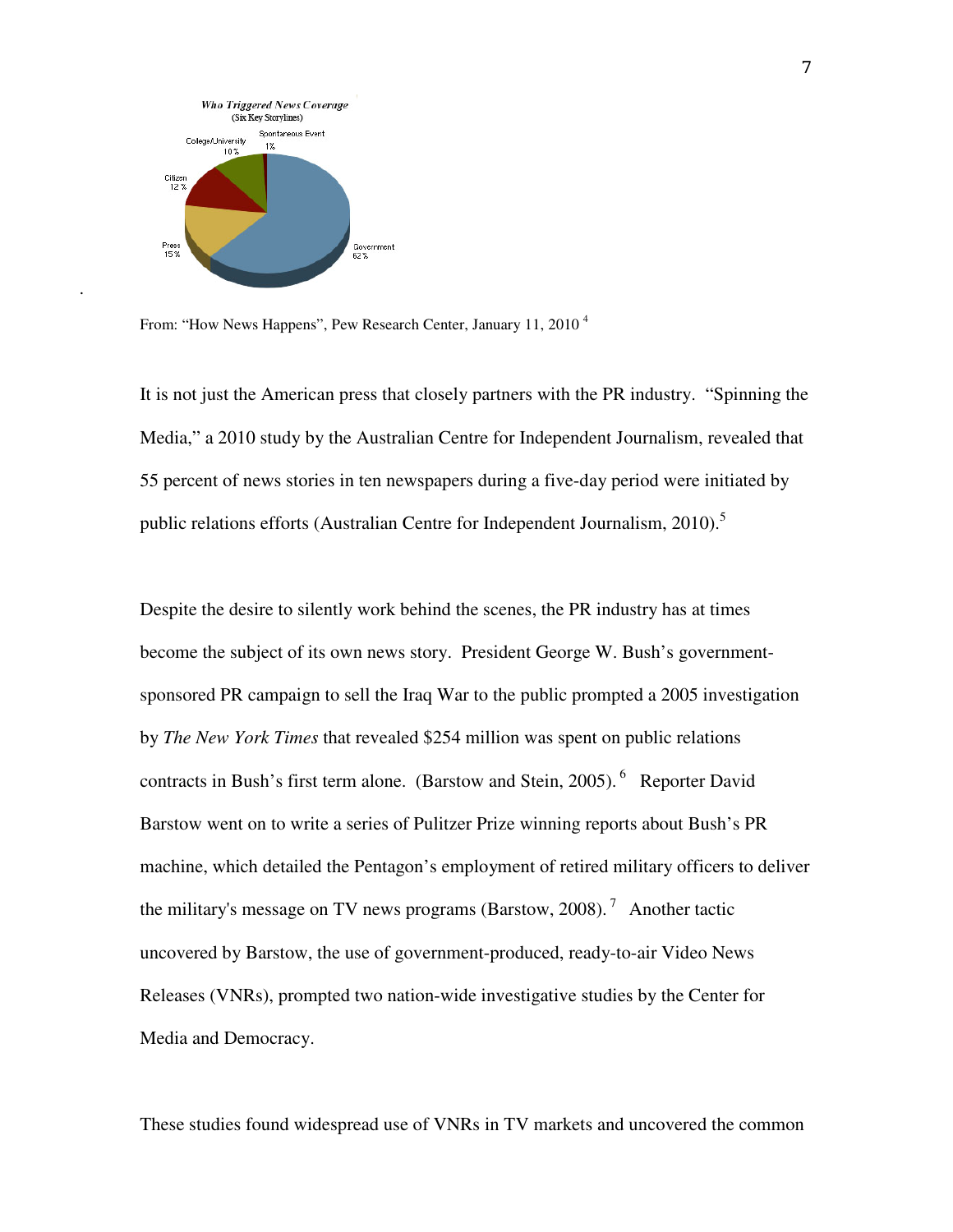From: "How News Happens", Pew Research Center, January 11, 2010 [4]

It is not just the American press that closely partners with the PR industry. "Spinning the Media," a 2010 study by the Australian Centre for Independent Journalism, revealed that 55 percent of news stories in ten newspapers during a five-day period were initiated by public relations efforts (Australian Centre for Independent Journalism, 2010).[5]

Despite the desire to silently work behind the scenes, the PR industry has at times become the subject of its own news story. President George W. Bush's government-sponsored PR campaign to sell the Iraq War to the public prompted a 2005 investigation by *The New York Times* that revealed $254 million was spent on public relations contracts in Bush's first term alone. (Barstow and Stein, 2005).[6] Reporter David Barstow went on to write a series of Pulitzer Prize winning reports about Bush's PR machine, which detailed the Pentagon's employment of retired military officers to deliver the military's message on TV news programs (Barstow, 2008).[7] Another tactic uncovered by Barstow, the use of government-produced, ready-to-air Video News Releases (VNRs), prompted two nation-wide investigative studies by the Center for Media and Democracy.

These studies found widespread use of VNRs in TV markets and uncovered the common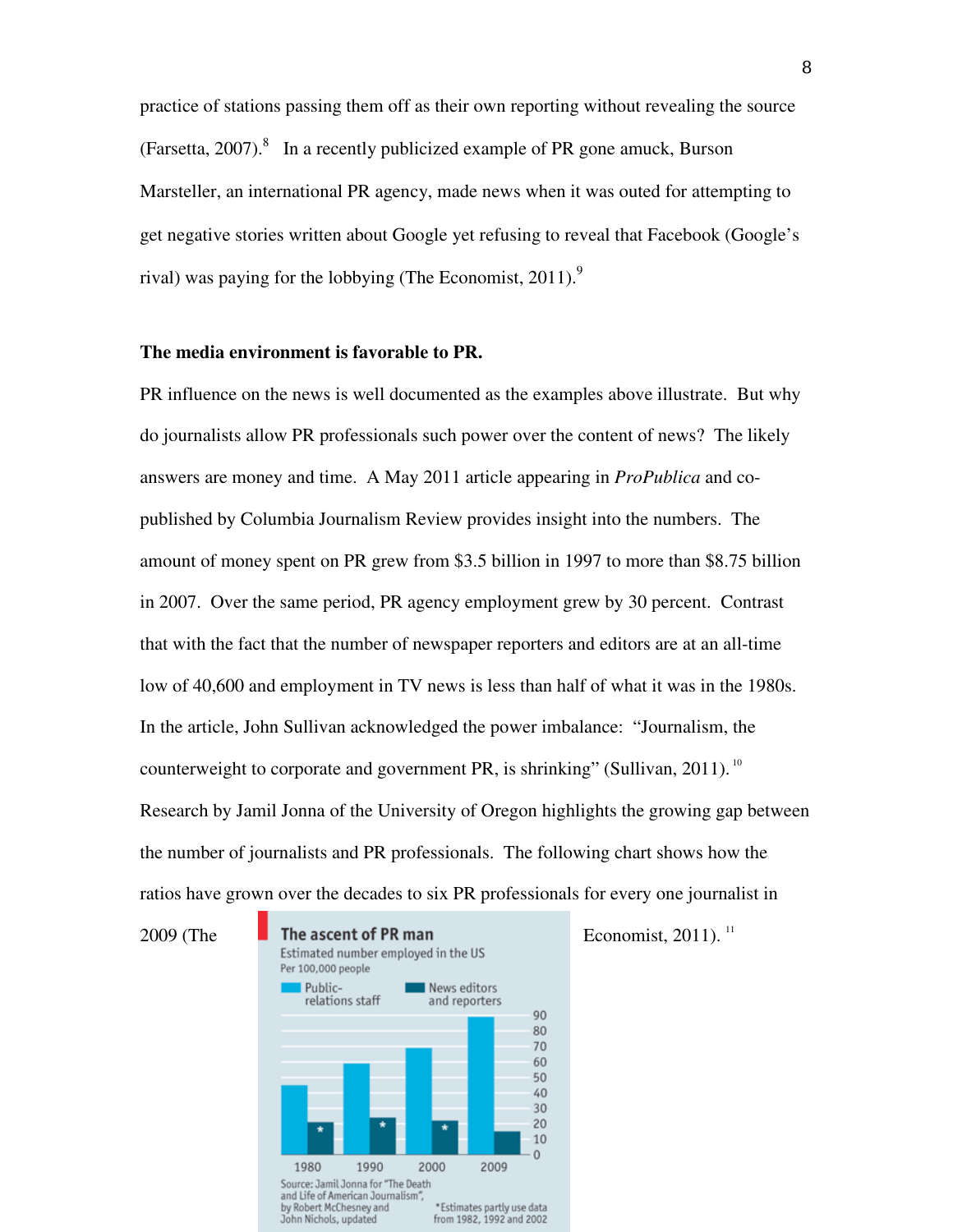practice of stations passing them off as their own reporting without revealing the source (Farsetta, 2007).[8] In a recently publicized example of PR gone amuck, Burson Marsteller, an international PR agency, made news when it was outed for attempting to get negative stories written about Google yet refusing to reveal that Facebook (Google's rival) was paying for the lobbying (The Economist, 2011).[9]

**The media environment is favorable to PR.**

PR influence on the news is well documented as the examples above illustrate. But why do journalists allow PR professionals such power over the content of news? The likely answers are money and time. A May 2011 article appearing in *ProPublica* and co-published by Columbia Journalism Review provides insight into the numbers. The amount of money spent on PR grew from $3.5 billion in 1997 to more than $8.75 billion in 2007. Over the same period, PR agency employment grew by 30 percent. Contrast that with the fact that the number of newspaper reporters and editors are at an all-time low of 40,600 and employment in TV news is less than half of what it was in the 1980s. In the article, John Sullivan acknowledged the power imbalance: "Journalism, the counterweight to corporate and government PR, is shrinking" (Sullivan, 2011).[10] Research by Jamil Jonna of the University of Oregon highlights the growing gap between the number of journalists and PR professionals. The following chart shows how the ratios have grown over the decades to six PR professionals for every one journalist in 2009 (The Economist, 2011).[11]

**The ascent of PR man**

Estimated number employed in the US
Per 100,000 people

Public-relations staff | News editors and reporters

Source: Jamil Jonna for "The Death and Life of American Journalism", by Robert McChesney and John Nichols, updated

*Estimates partly use data from 1982, 1992 and 2002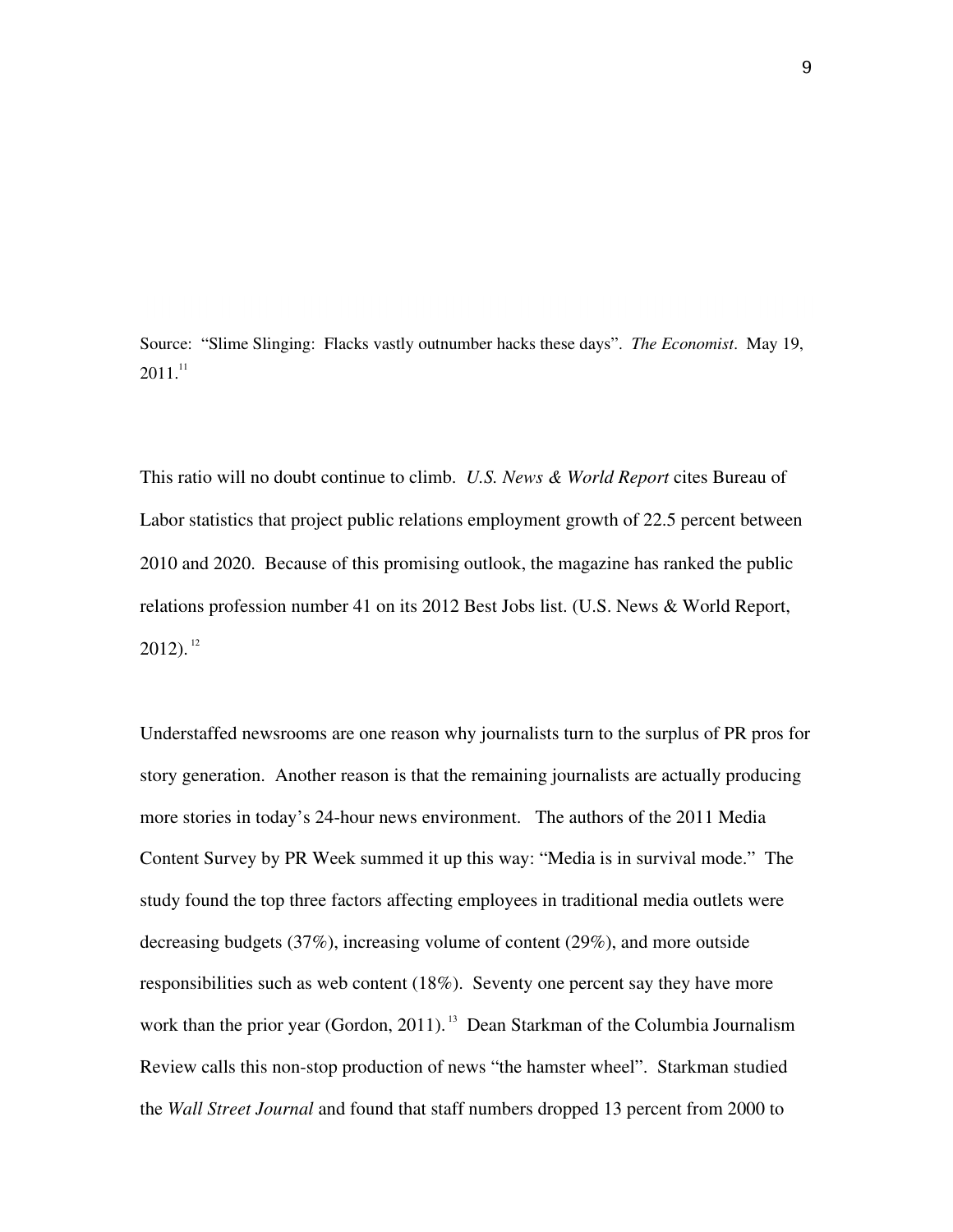Source: "Slime Slinging: Flacks vastly outnumber hacks these days". *The Economist*. May 19, 2011.[11]

This ratio will no doubt continue to climb. *U.S. News & World Report* cites Bureau of Labor statistics that project public relations employment growth of 22.5 percent between 2010 and 2020. Because of this promising outlook, the magazine has ranked the public relations profession number 41 on its 2012 Best Jobs list. (U.S. News & World Report, 2012).[12]

Understaffed newsrooms are one reason why journalists turn to the surplus of PR pros for story generation. Another reason is that the remaining journalists are actually producing more stories in today's 24-hour news environment. The authors of the 2011 Media Content Survey by PR Week summed it up this way: "Media is in survival mode." The study found the top three factors affecting employees in traditional media outlets were decreasing budgets (37%), increasing volume of content (29%), and more outside responsibilities such as web content (18%). Seventy one percent say they have more work than the prior year (Gordon, 2011).[13] Dean Starkman of the Columbia Journalism Review calls this non-stop production of news "the hamster wheel". Starkman studied the *Wall Street Journal* and found that staff numbers dropped 13 percent from 2000 to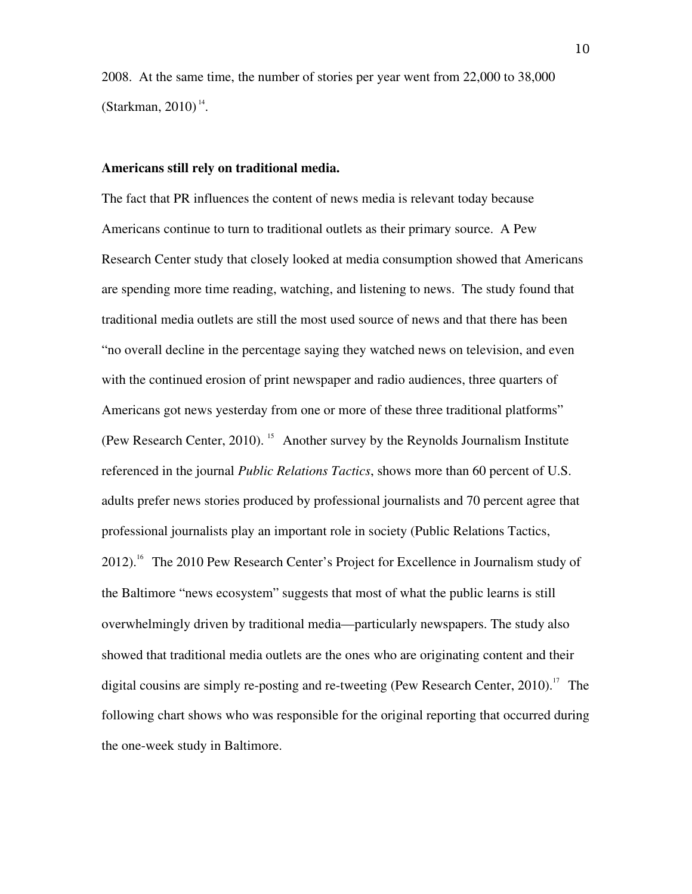2008. At the same time, the number of stories per year went from 22,000 to 38,000 (Starkman, 2010)[14].

**Americans still rely on traditional media.**

The fact that PR influences the content of news media is relevant today because Americans continue to turn to traditional outlets as their primary source. A Pew Research Center study that closely looked at media consumption showed that Americans are spending more time reading, watching, and listening to news. The study found that traditional media outlets are still the most used source of news and that there has been "no overall decline in the percentage saying they watched news on television, and even with the continued erosion of print newspaper and radio audiences, three quarters of Americans got news yesterday from one or more of these three traditional platforms" (Pew Research Center, 2010).[15] Another survey by the Reynolds Journalism Institute referenced in the journal *Public Relations Tactics*, shows more than 60 percent of U.S. adults prefer news stories produced by professional journalists and 70 percent agree that professional journalists play an important role in society (Public Relations Tactics, 2012).[16] The 2010 Pew Research Center's Project for Excellence in Journalism study of the Baltimore "news ecosystem" suggests that most of what the public learns is still overwhelmingly driven by traditional media—particularly newspapers. The study also showed that traditional media outlets are the ones who are originating content and their digital cousins are simply re-posting and re-tweeting (Pew Research Center, 2010).[17] The following chart shows who was responsible for the original reporting that occurred during the one-week study in Baltimore.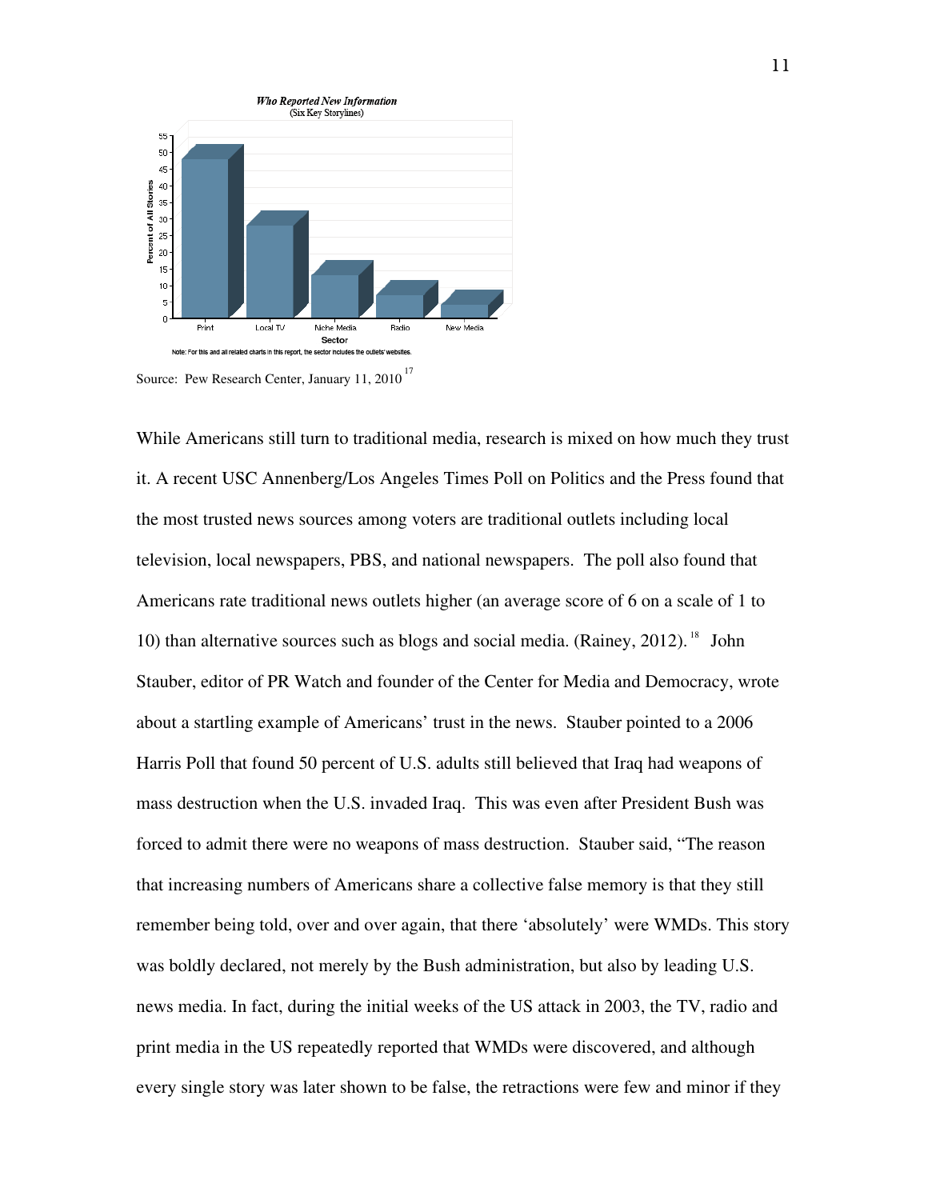**Who Reported New Information**
(Six Key Storylines)

| Sector | Percent of All Stories |
| --- | --- |
| Print | ~48 |
| Local TV | ~28 |
| Niche Media | ~13 |
| Radio | ~7 |
| New Media | ~4 |

Note: For this and all related charts in this report, the sector includes the outlets' websites.

Source: Pew Research Center, January 11, 2010 [17]

While Americans still turn to traditional media, research is mixed on how much they trust it. A recent USC Annenberg/Los Angeles Times Poll on Politics and the Press found that the most trusted news sources among voters are traditional outlets including local television, local newspapers, PBS, and national newspapers. The poll also found that Americans rate traditional news outlets higher (an average score of 6 on a scale of 1 to 10) than alternative sources such as blogs and social media. (Rainey, 2012). [18] John Stauber, editor of PR Watch and founder of the Center for Media and Democracy, wrote about a startling example of Americans' trust in the news. Stauber pointed to a 2006 Harris Poll that found 50 percent of U.S. adults still believed that Iraq had weapons of mass destruction when the U.S. invaded Iraq. This was even after President Bush was forced to admit there were no weapons of mass destruction. Stauber said, "The reason that increasing numbers of Americans share a collective false memory is that they still remember being told, over and over again, that there 'absolutely' were WMDs. This story was boldly declared, not merely by the Bush administration, but also by leading U.S. news media. In fact, during the initial weeks of the US attack in 2003, the TV, radio and print media in the US repeatedly reported that WMDs were discovered, and although every single story was later shown to be false, the retractions were few and minor if they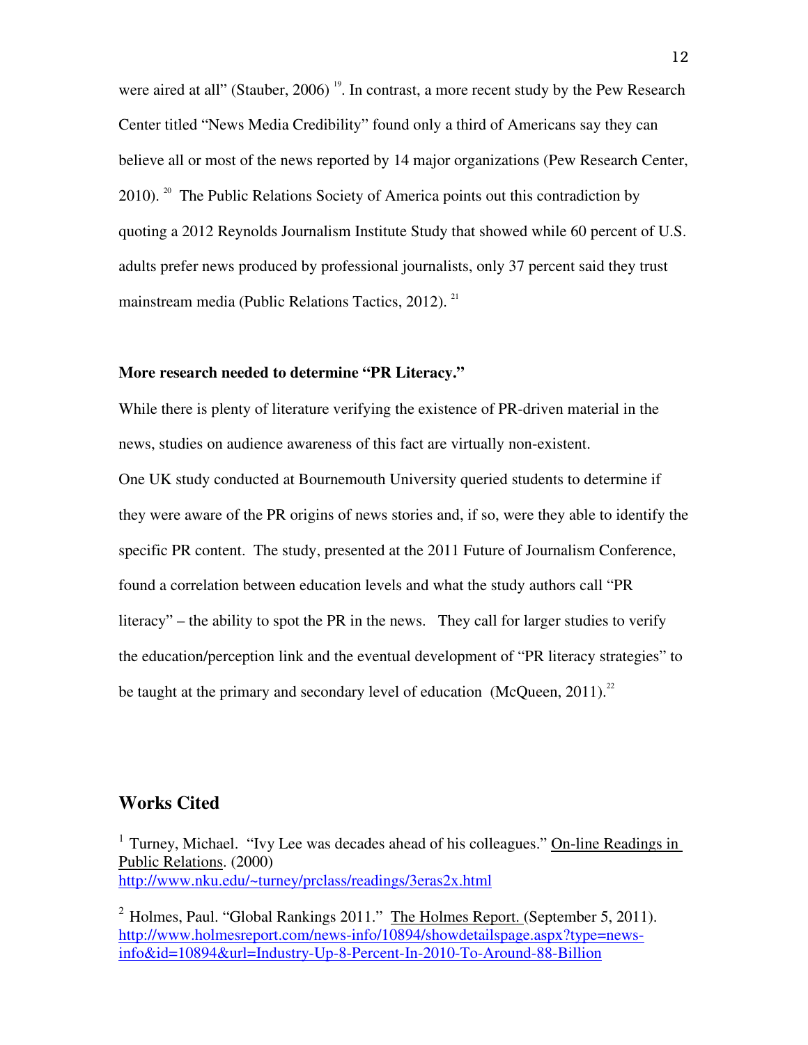were aired at all" (Stauber, 2006) [19]. In contrast, a more recent study by the Pew Research Center titled "News Media Credibility" found only a third of Americans say they can believe all or most of the news reported by 14 major organizations (Pew Research Center, 2010). [20] The Public Relations Society of America points out this contradiction by quoting a 2012 Reynolds Journalism Institute Study that showed while 60 percent of U.S. adults prefer news produced by professional journalists, only 37 percent said they trust mainstream media (Public Relations Tactics, 2012). [21]

**More research needed to determine "PR Literacy."**

While there is plenty of literature verifying the existence of PR-driven material in the news, studies on audience awareness of this fact are virtually non-existent.

One UK study conducted at Bournemouth University queried students to determine if they were aware of the PR origins of news stories and, if so, were they able to identify the specific PR content. The study, presented at the 2011 Future of Journalism Conference, found a correlation between education levels and what the study authors call "PR literacy" – the ability to spot the PR in the news. They call for larger studies to verify the education/perception link and the eventual development of "PR literacy strategies" to be taught at the primary and secondary level of education (McQueen, 2011).[22]

## Works Cited

[1] Turney, Michael. "Ivy Lee was decades ahead of his colleagues." On-line Readings in Public Relations. (2000)
http://www.nku.edu/~turney/prclass/readings/3eras2x.html

[2] Holmes, Paul. "Global Rankings 2011." The Holmes Report. (September 5, 2011).
http://www.holmesreport.com/news-info/10894/showdetailspage.aspx?type=news-info&id=10894&url=Industry-Up-8-Percent-In-2010-To-Around-88-Billion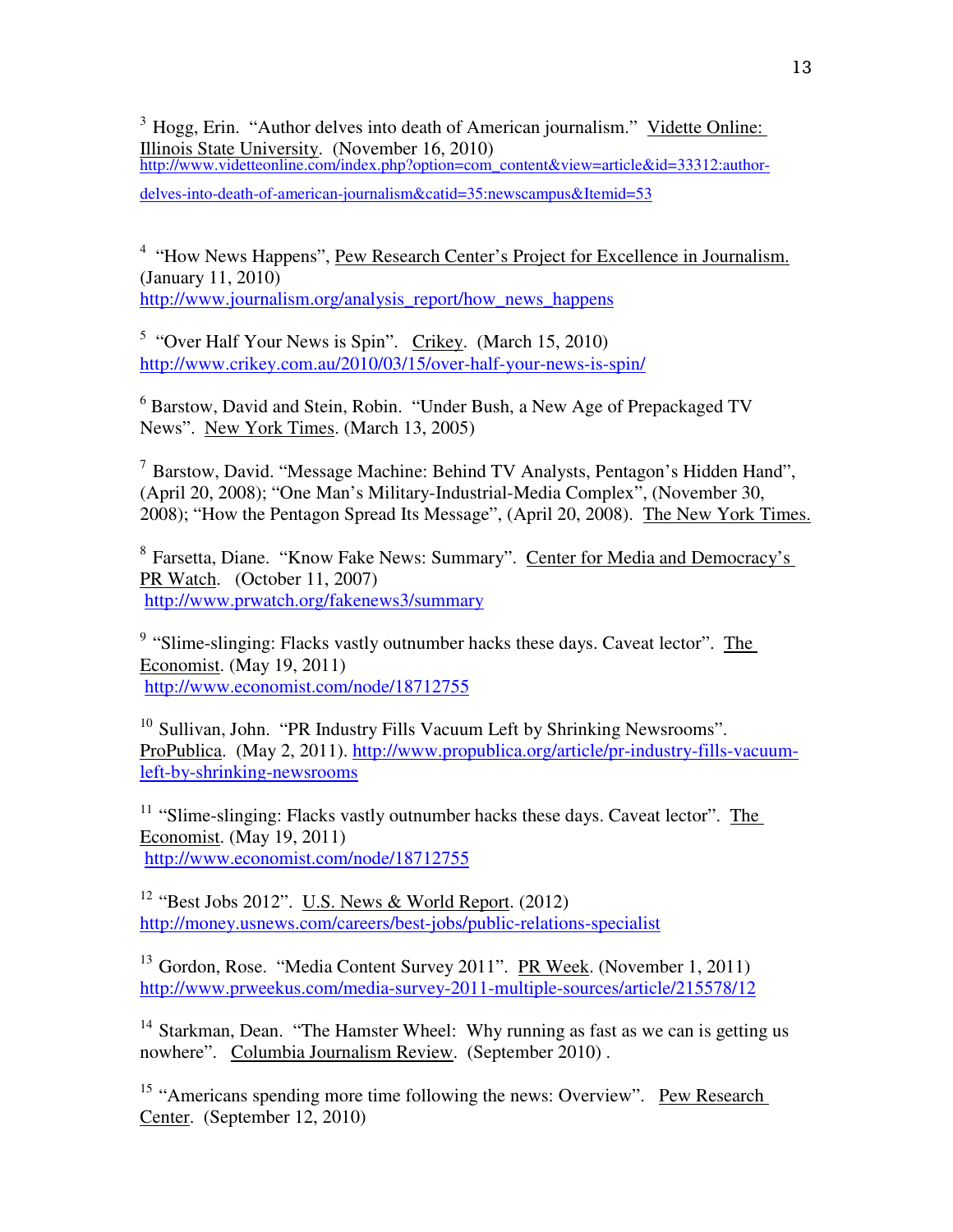[3] Hogg, Erin. "Author delves into death of American journalism." Vidette Online: Illinois State University. (November 16, 2010) http://www.videtteonline.com/index.php?option=com_content&view=article&id=33312:author-delves-into-death-of-american-journalism&catid=35:newscampus&Itemid=53

[4] "How News Happens", Pew Research Center's Project for Excellence in Journalism. (January 11, 2010) http://www.journalism.org/analysis_report/how_news_happens

[5] "Over Half Your News is Spin". Crikey. (March 15, 2010) http://www.crikey.com.au/2010/03/15/over-half-your-news-is-spin/

[6] Barstow, David and Stein, Robin. "Under Bush, a New Age of Prepackaged TV News". New York Times. (March 13, 2005)

[7] Barstow, David. "Message Machine: Behind TV Analysts, Pentagon's Hidden Hand", (April 20, 2008); "One Man's Military-Industrial-Media Complex", (November 30, 2008); "How the Pentagon Spread Its Message", (April 20, 2008). The New York Times.

[8] Farsetta, Diane. "Know Fake News: Summary". Center for Media and Democracy's PR Watch. (October 11, 2007) http://www.prwatch.org/fakenews3/summary

[9] "Slime-slinging: Flacks vastly outnumber hacks these days. Caveat lector". The Economist. (May 19, 2011) http://www.economist.com/node/18712755

[10] Sullivan, John. "PR Industry Fills Vacuum Left by Shrinking Newsrooms". ProPublica. (May 2, 2011). http://www.propublica.org/article/pr-industry-fills-vacuum-left-by-shrinking-newsrooms

[11] "Slime-slinging: Flacks vastly outnumber hacks these days. Caveat lector". The Economist. (May 19, 2011) http://www.economist.com/node/18712755

[12] "Best Jobs 2012". U.S. News & World Report. (2012) http://money.usnews.com/careers/best-jobs/public-relations-specialist

[13] Gordon, Rose. "Media Content Survey 2011". PR Week. (November 1, 2011) http://www.prweekus.com/media-survey-2011-multiple-sources/article/215578/12

[14] Starkman, Dean. "The Hamster Wheel: Why running as fast as we can is getting us nowhere". Columbia Journalism Review. (September 2010) .

[15] "Americans spending more time following the news: Overview". Pew Research Center. (September 12, 2010)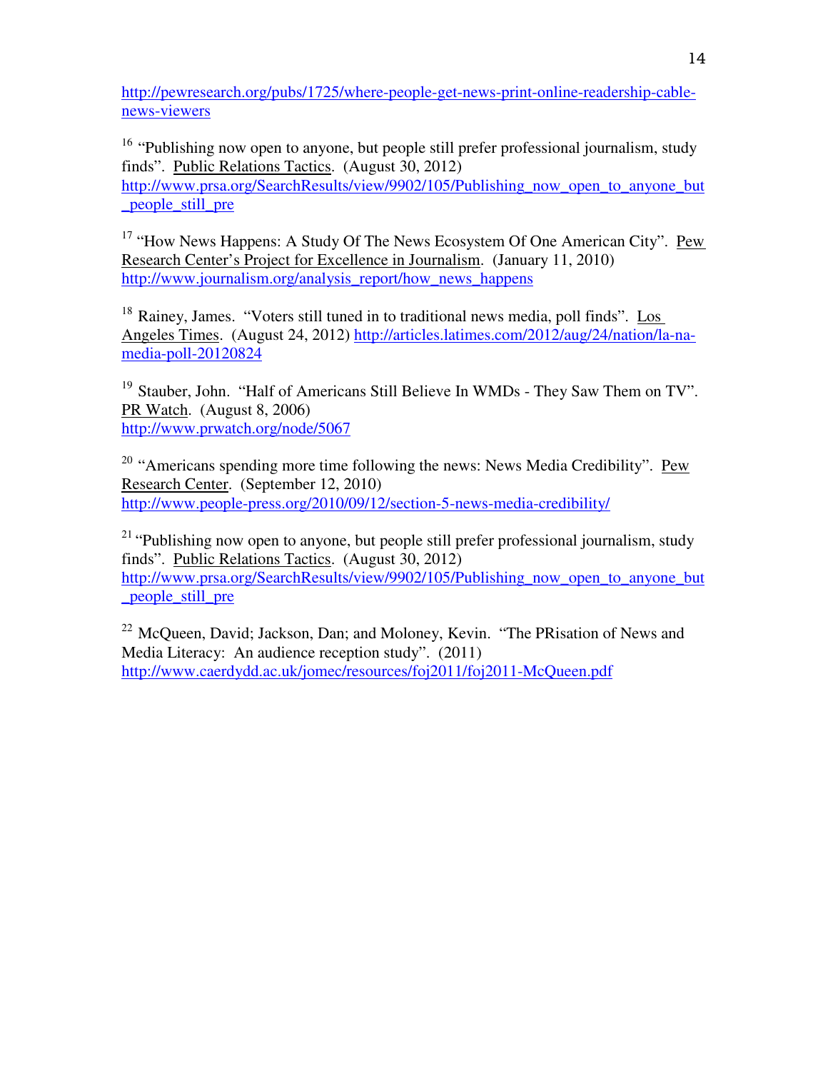http://pewresearch.org/pubs/1725/where-people-get-news-print-online-readership-cable-news-viewers

[16] "Publishing now open to anyone, but people still prefer professional journalism, study finds". Public Relations Tactics. (August 30, 2012) http://www.prsa.org/SearchResults/view/9902/105/Publishing_now_open_to_anyone_but_people_still_pre

[17] "How News Happens: A Study Of The News Ecosystem Of One American City". Pew Research Center's Project for Excellence in Journalism. (January 11, 2010) http://www.journalism.org/analysis_report/how_news_happens

[18] Rainey, James. "Voters still tuned in to traditional news media, poll finds". Los Angeles Times. (August 24, 2012) http://articles.latimes.com/2012/aug/24/nation/la-na-media-poll-20120824

[19] Stauber, John. "Half of Americans Still Believe In WMDs - They Saw Them on TV". PR Watch. (August 8, 2006) http://www.prwatch.org/node/5067

[20] "Americans spending more time following the news: News Media Credibility". Pew Research Center. (September 12, 2010) http://www.people-press.org/2010/09/12/section-5-news-media-credibility/

[21] "Publishing now open to anyone, but people still prefer professional journalism, study finds". Public Relations Tactics. (August 30, 2012) http://www.prsa.org/SearchResults/view/9902/105/Publishing_now_open_to_anyone_but_people_still_pre

[22] McQueen, David; Jackson, Dan; and Moloney, Kevin. "The PRisation of News and Media Literacy: An audience reception study". (2011) http://www.caerdydd.ac.uk/jomec/resources/foj2011/foj2011-McQueen.pdf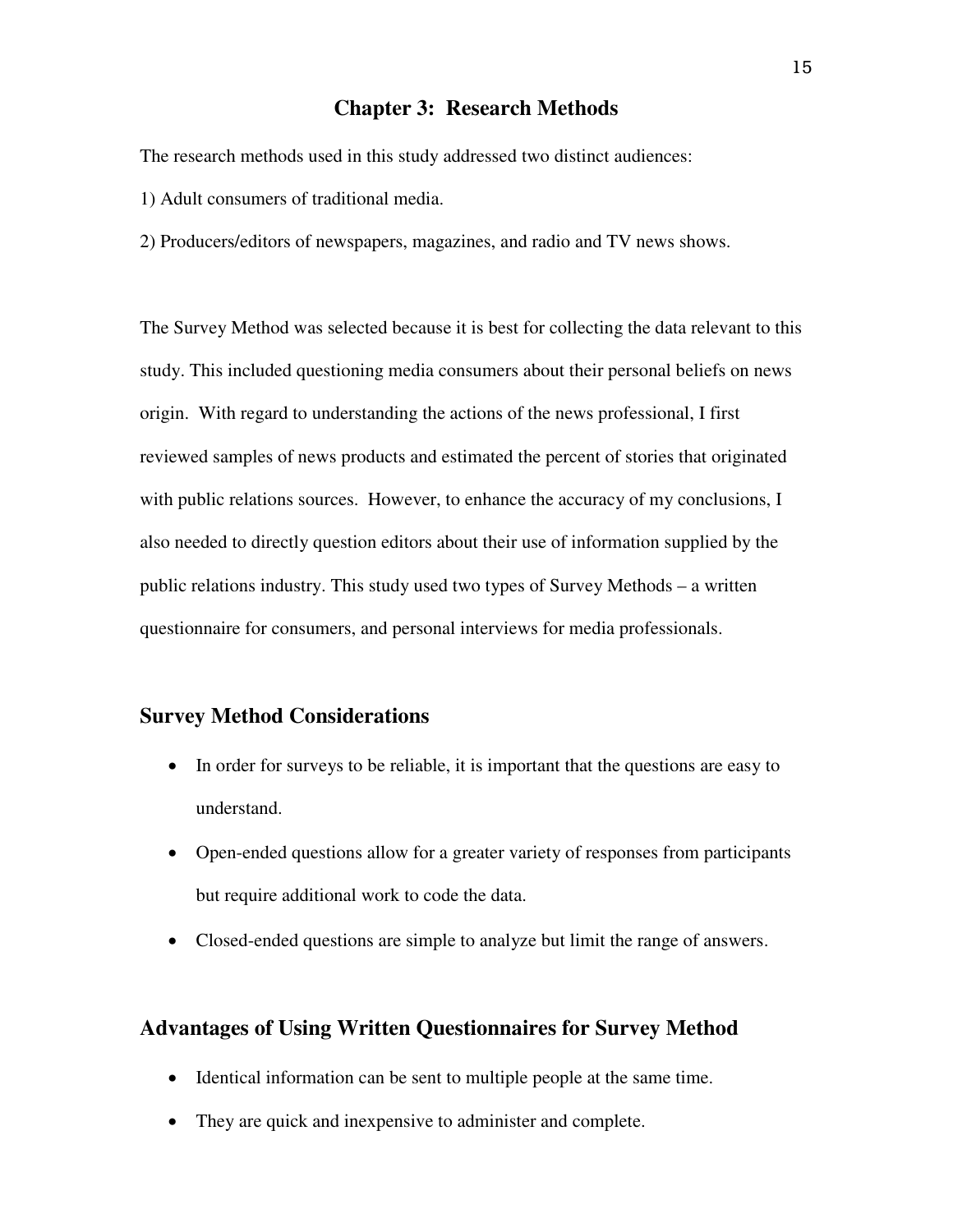# Chapter 3: Research Methods

The research methods used in this study addressed two distinct audiences:

1) Adult consumers of traditional media.

2) Producers/editors of newspapers, magazines, and radio and TV news shows.

The Survey Method was selected because it is best for collecting the data relevant to this study. This included questioning media consumers about their personal beliefs on news origin. With regard to understanding the actions of the news professional, I first reviewed samples of news products and estimated the percent of stories that originated with public relations sources. However, to enhance the accuracy of my conclusions, I also needed to directly question editors about their use of information supplied by the public relations industry. This study used two types of Survey Methods – a written questionnaire for consumers, and personal interviews for media professionals.

## Survey Method Considerations

- In order for surveys to be reliable, it is important that the questions are easy to understand.
- Open-ended questions allow for a greater variety of responses from participants but require additional work to code the data.
- Closed-ended questions are simple to analyze but limit the range of answers.

## Advantages of Using Written Questionnaires for Survey Method

- Identical information can be sent to multiple people at the same time.
- They are quick and inexpensive to administer and complete.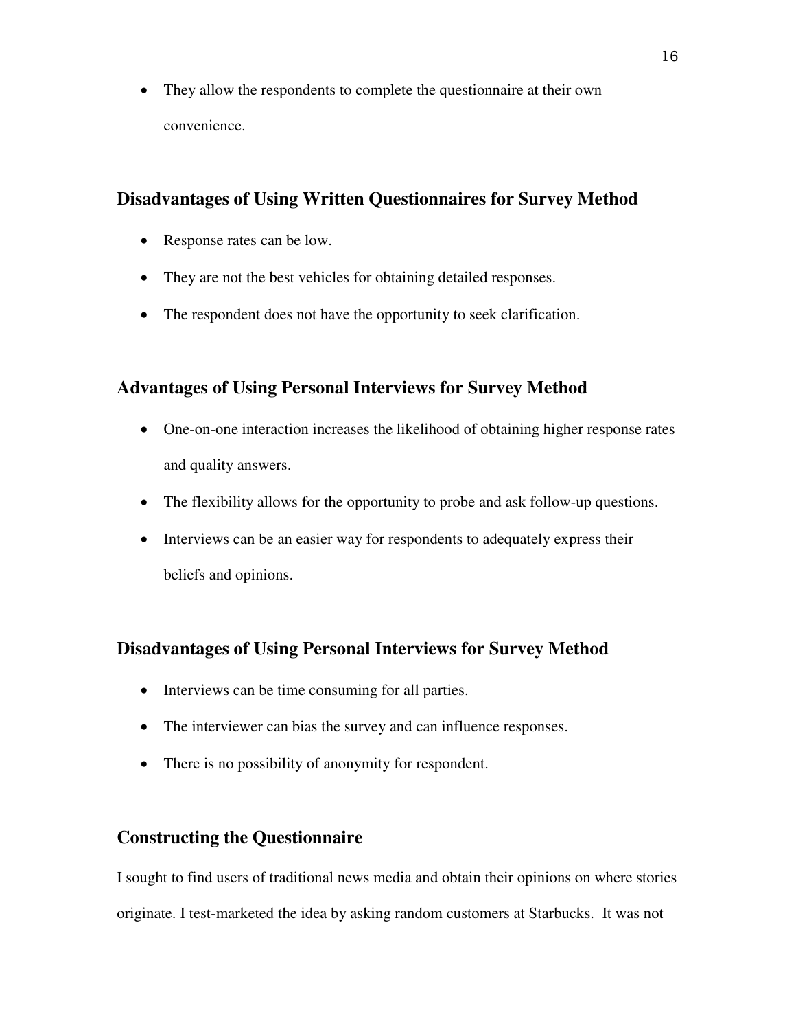- They allow the respondents to complete the questionnaire at their own convenience.

### Disadvantages of Using Written Questionnaires for Survey Method

- Response rates can be low.
- They are not the best vehicles for obtaining detailed responses.
- The respondent does not have the opportunity to seek clarification.

### Advantages of Using Personal Interviews for Survey Method

- One-on-one interaction increases the likelihood of obtaining higher response rates and quality answers.
- The flexibility allows for the opportunity to probe and ask follow-up questions.
- Interviews can be an easier way for respondents to adequately express their beliefs and opinions.

### Disadvantages of Using Personal Interviews for Survey Method

- Interviews can be time consuming for all parties.
- The interviewer can bias the survey and can influence responses.
- There is no possibility of anonymity for respondent.

### Constructing the Questionnaire

I sought to find users of traditional news media and obtain their opinions on where stories originate. I test-marketed the idea by asking random customers at Starbucks. It was not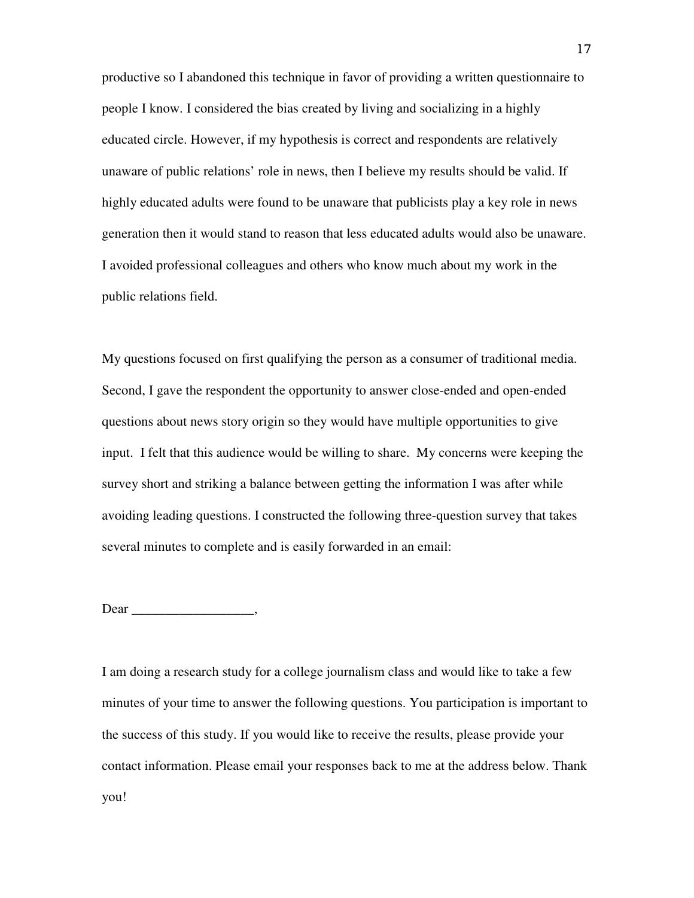productive so I abandoned this technique in favor of providing a written questionnaire to people I know. I considered the bias created by living and socializing in a highly educated circle. However, if my hypothesis is correct and respondents are relatively unaware of public relations' role in news, then I believe my results should be valid. If highly educated adults were found to be unaware that publicists play a key role in news generation then it would stand to reason that less educated adults would also be unaware. I avoided professional colleagues and others who know much about my work in the public relations field.

My questions focused on first qualifying the person as a consumer of traditional media. Second, I gave the respondent the opportunity to answer close-ended and open-ended questions about news story origin so they would have multiple opportunities to give input.  I felt that this audience would be willing to share.  My concerns were keeping the survey short and striking a balance between getting the information I was after while avoiding leading questions. I constructed the following three-question survey that takes several minutes to complete and is easily forwarded in an email:

Dear __________________,

I am doing a research study for a college journalism class and would like to take a few minutes of your time to answer the following questions. You participation is important to the success of this study. If you would like to receive the results, please provide your contact information. Please email your responses back to me at the address below. Thank you!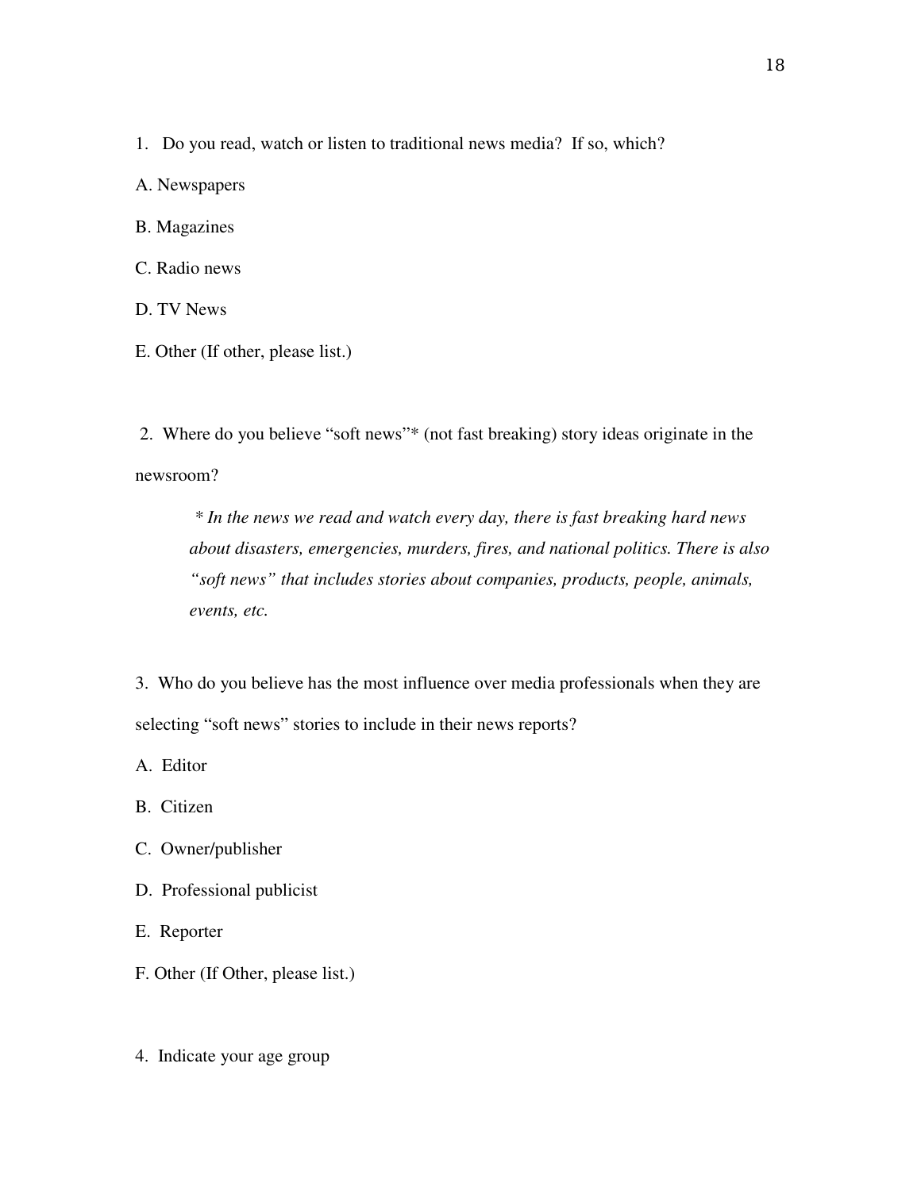1. Do you read, watch or listen to traditional news media? If so, which?

A. Newspapers

B. Magazines

C. Radio news

D. TV News

E. Other (If other, please list.)

2. Where do you believe "soft news"* (not fast breaking) story ideas originate in the newsroom?

> *\* In the news we read and watch every day, there is fast breaking hard news about disasters, emergencies, murders, fires, and national politics. There is also "soft news" that includes stories about companies, products, people, animals, events, etc.*

3. Who do you believe has the most influence over media professionals when they are selecting "soft news" stories to include in their news reports?

A. Editor

B. Citizen

C. Owner/publisher

D. Professional publicist

E. Reporter

F. Other (If Other, please list.)

4. Indicate your age group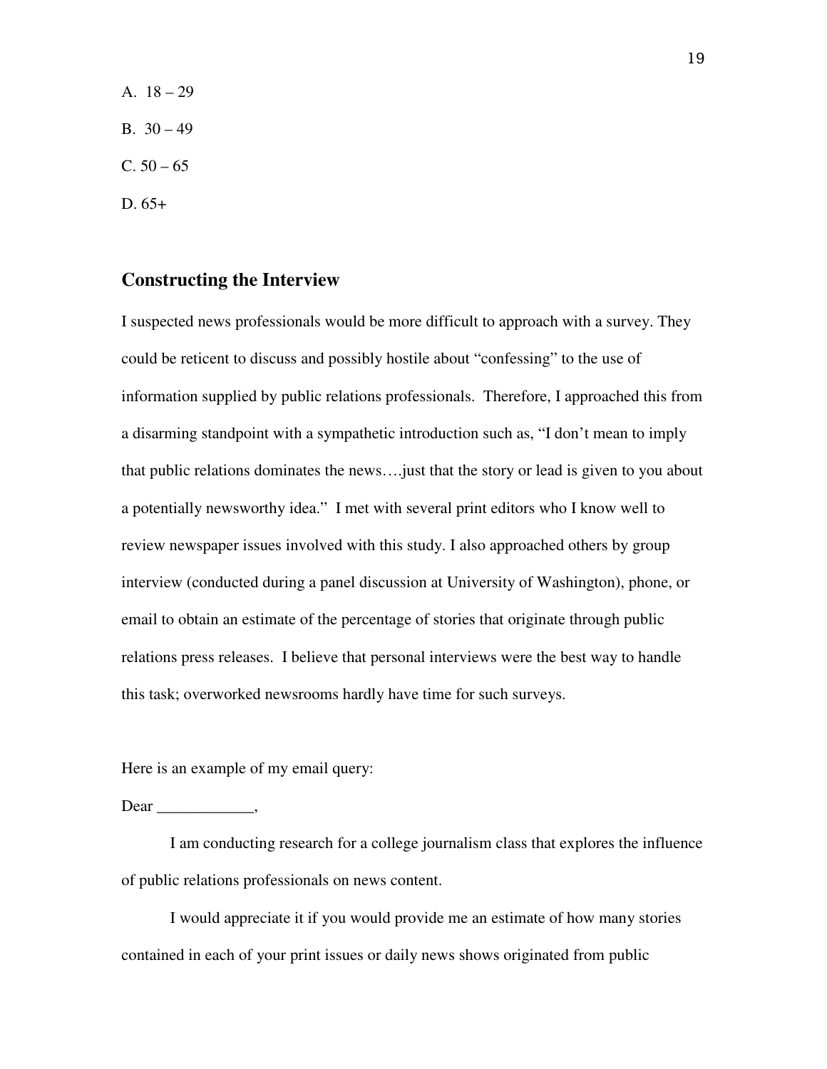A. 18 – 29

B. 30 – 49

C. 50 – 65

D. 65+

## Constructing the Interview

I suspected news professionals would be more difficult to approach with a survey. They could be reticent to discuss and possibly hostile about "confessing" to the use of information supplied by public relations professionals. Therefore, I approached this from a disarming standpoint with a sympathetic introduction such as, "I don't mean to imply that public relations dominates the news….just that the story or lead is given to you about a potentially newsworthy idea." I met with several print editors who I know well to review newspaper issues involved with this study. I also approached others by group interview (conducted during a panel discussion at University of Washington), phone, or email to obtain an estimate of the percentage of stories that originate through public relations press releases. I believe that personal interviews were the best way to handle this task; overworked newsrooms hardly have time for such surveys.

Here is an example of my email query:

Dear ____________,

I am conducting research for a college journalism class that explores the influence of public relations professionals on news content.

I would appreciate it if you would provide me an estimate of how many stories contained in each of your print issues or daily news shows originated from public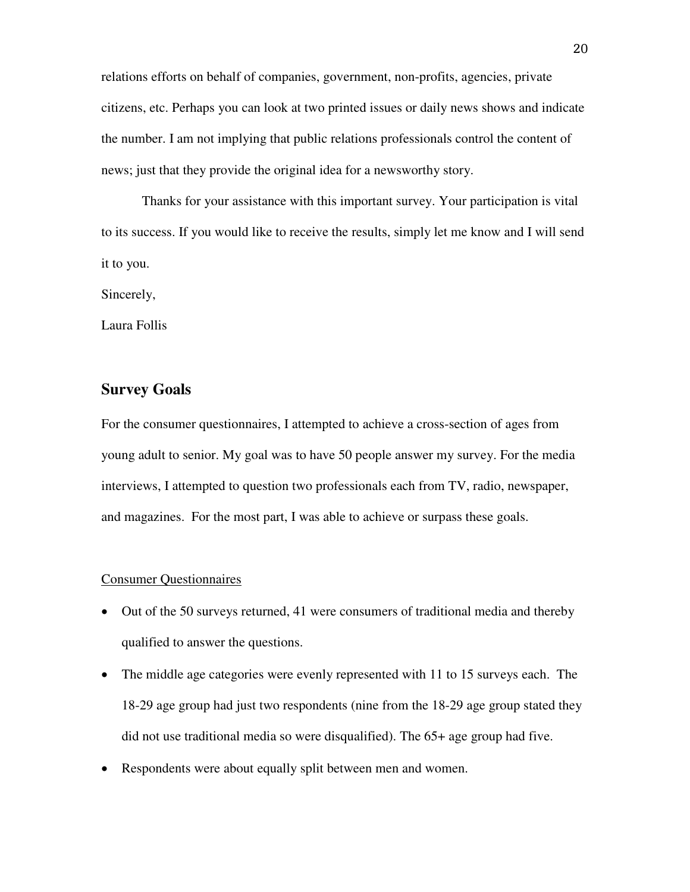relations efforts on behalf of companies, government, non-profits, agencies, private citizens, etc. Perhaps you can look at two printed issues or daily news shows and indicate the number. I am not implying that public relations professionals control the content of news; just that they provide the original idea for a newsworthy story.

Thanks for your assistance with this important survey. Your participation is vital to its success. If you would like to receive the results, simply let me know and I will send it to you.

Sincerely,

Laura Follis

## Survey Goals

For the consumer questionnaires, I attempted to achieve a cross-section of ages from young adult to senior. My goal was to have 50 people answer my survey. For the media interviews, I attempted to question two professionals each from TV, radio, newspaper, and magazines. For the most part, I was able to achieve or surpass these goals.

<u>Consumer Questionnaires</u>

- Out of the 50 surveys returned, 41 were consumers of traditional media and thereby qualified to answer the questions.
- The middle age categories were evenly represented with 11 to 15 surveys each. The 18-29 age group had just two respondents (nine from the 18-29 age group stated they did not use traditional media so were disqualified). The 65+ age group had five.
- Respondents were about equally split between men and women.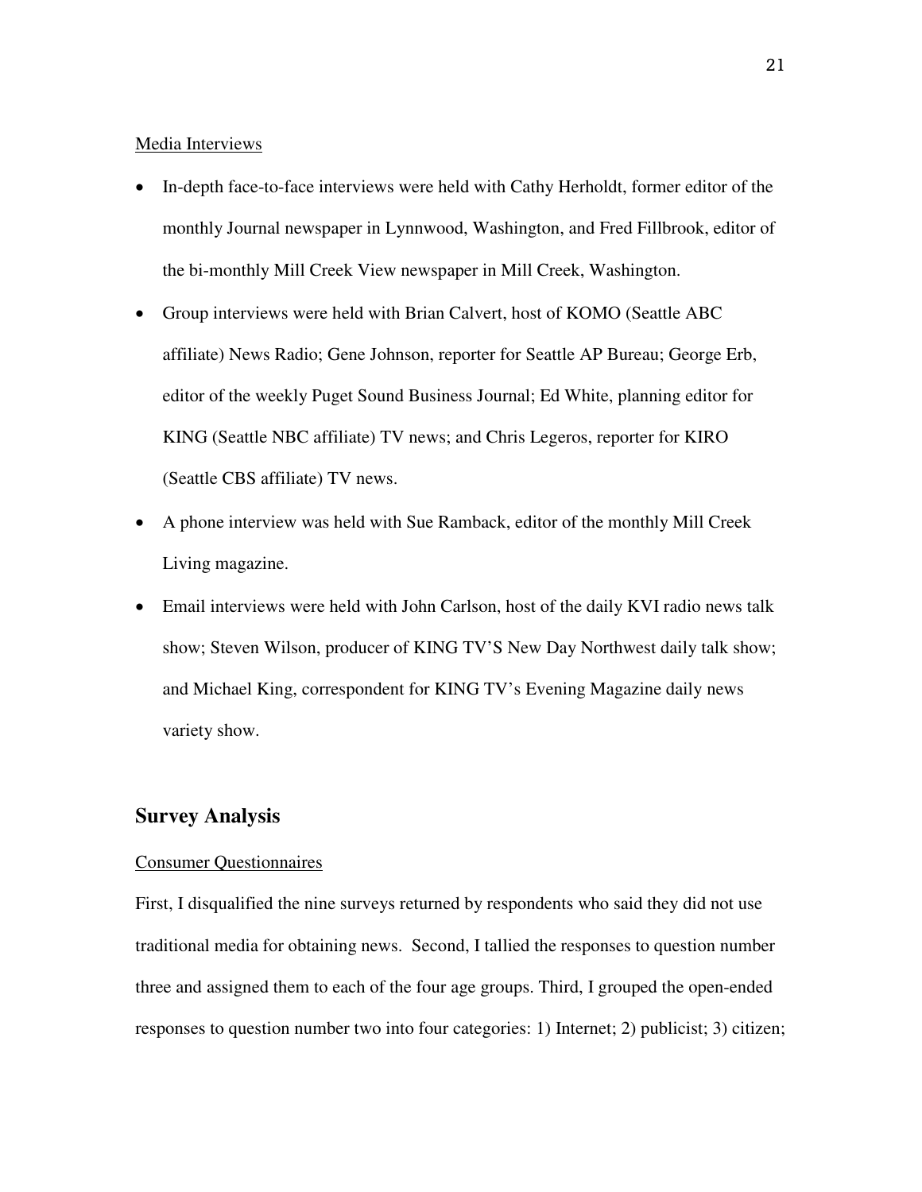Media Interviews

- In-depth face-to-face interviews were held with Cathy Herholdt, former editor of the monthly Journal newspaper in Lynnwood, Washington, and Fred Fillbrook, editor of the bi-monthly Mill Creek View newspaper in Mill Creek, Washington.
- Group interviews were held with Brian Calvert, host of KOMO (Seattle ABC affiliate) News Radio; Gene Johnson, reporter for Seattle AP Bureau; George Erb, editor of the weekly Puget Sound Business Journal; Ed White, planning editor for KING (Seattle NBC affiliate) TV news; and Chris Legeros, reporter for KIRO (Seattle CBS affiliate) TV news.
- A phone interview was held with Sue Ramback, editor of the monthly Mill Creek Living magazine.
- Email interviews were held with John Carlson, host of the daily KVI radio news talk show; Steven Wilson, producer of KING TV'S New Day Northwest daily talk show; and Michael King, correspondent for KING TV's Evening Magazine daily news variety show.

## Survey Analysis

Consumer Questionnaires

First, I disqualified the nine surveys returned by respondents who said they did not use traditional media for obtaining news. Second, I tallied the responses to question number three and assigned them to each of the four age groups. Third, I grouped the open-ended responses to question number two into four categories: 1) Internet; 2) publicist; 3) citizen;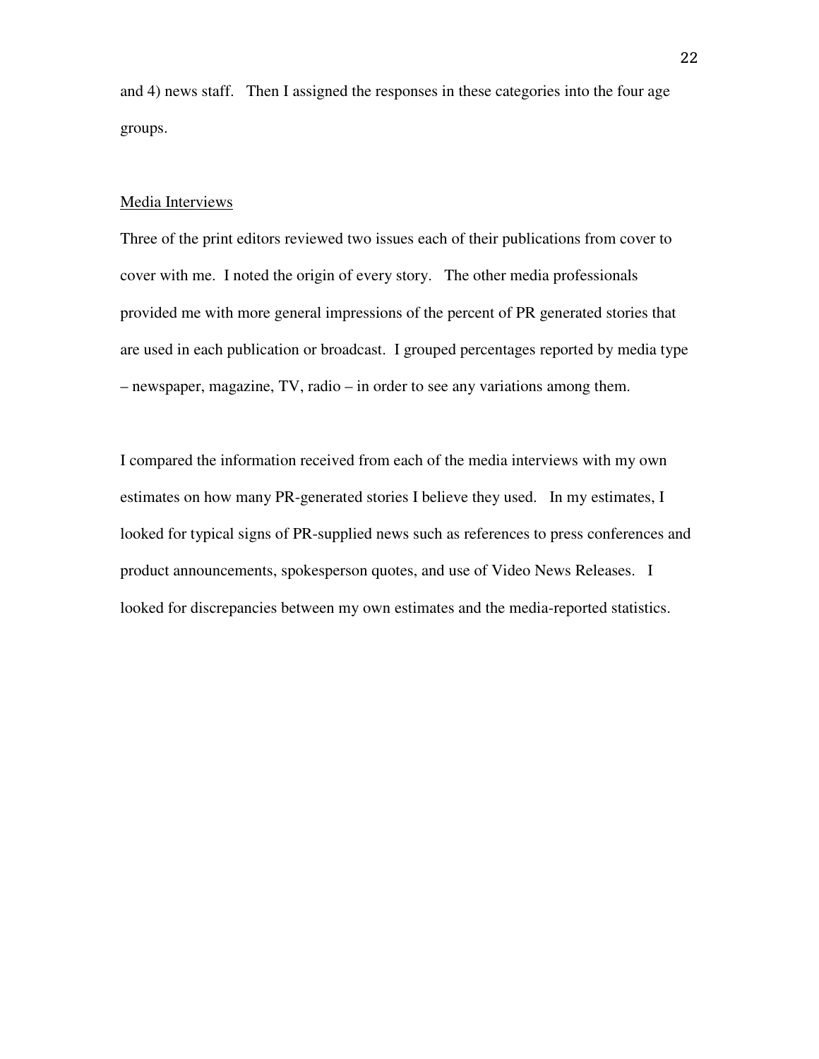and 4) news staff. Then I assigned the responses in these categories into the four age groups.

### Media Interviews

Three of the print editors reviewed two issues each of their publications from cover to cover with me. I noted the origin of every story. The other media professionals provided me with more general impressions of the percent of PR generated stories that are used in each publication or broadcast. I grouped percentages reported by media type – newspaper, magazine, TV, radio – in order to see any variations among them.

I compared the information received from each of the media interviews with my own estimates on how many PR-generated stories I believe they used. In my estimates, I looked for typical signs of PR-supplied news such as references to press conferences and product announcements, spokesperson quotes, and use of Video News Releases. I looked for discrepancies between my own estimates and the media-reported statistics.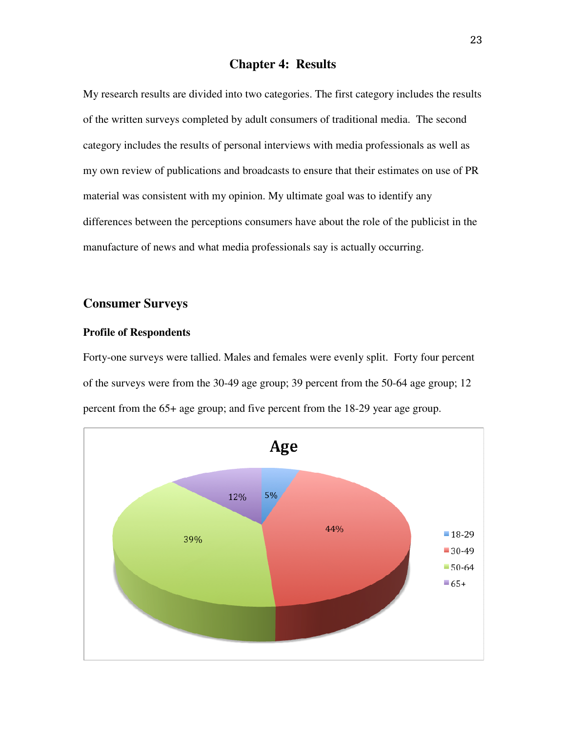## Chapter 4: Results

My research results are divided into two categories. The first category includes the results of the written surveys completed by adult consumers of traditional media. The second category includes the results of personal interviews with media professionals as well as my own review of publications and broadcasts to ensure that their estimates on use of PR material was consistent with my opinion. My ultimate goal was to identify any differences between the perceptions consumers have about the role of the publicist in the manufacture of news and what media professionals say is actually occurring.

### Consumer Surveys

#### Profile of Respondents

Forty-one surveys were tallied. Males and females were evenly split. Forty four percent of the surveys were from the 30-49 age group; 39 percent from the 50-64 age group; 12 percent from the 65+ age group; and five percent from the 18-29 year age group.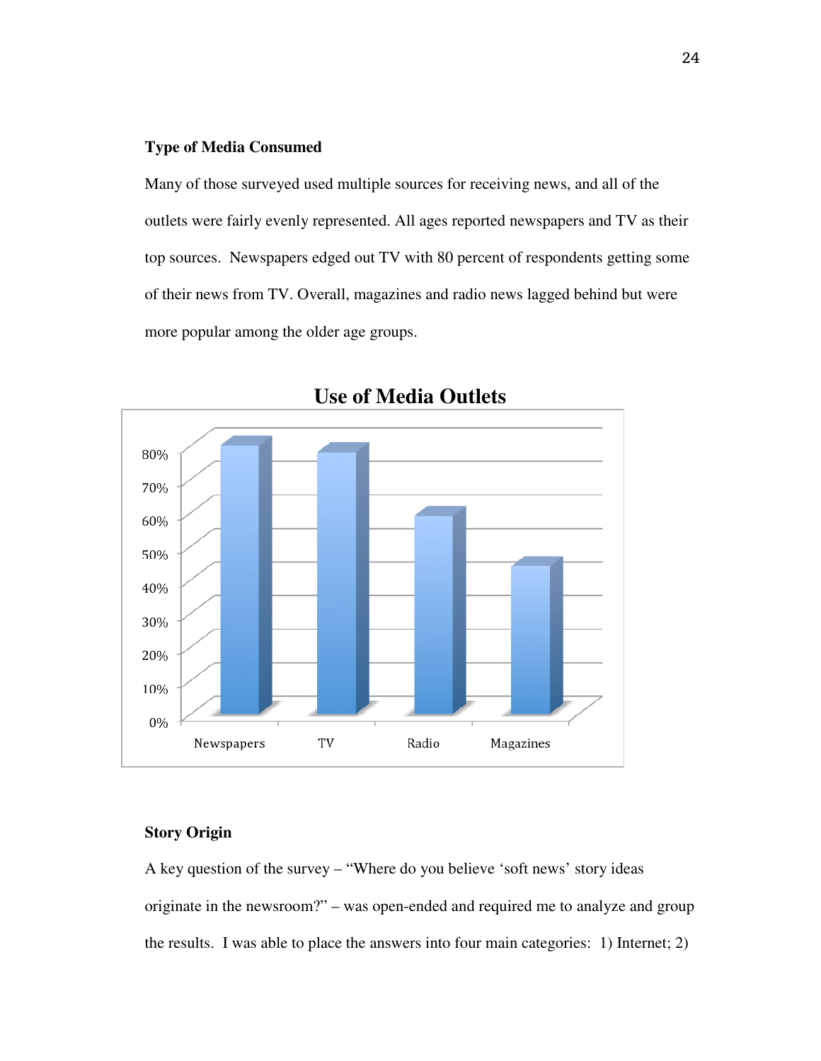### Type of Media Consumed

Many of those surveyed used multiple sources for receiving news, and all of the outlets were fairly evenly represented. All ages reported newspapers and TV as their top sources. Newspapers edged out TV with 80 percent of respondents getting some of their news from TV. Overall, magazines and radio news lagged behind but were more popular among the older age groups.

**Use of Media Outlets**

### Story Origin

A key question of the survey – "Where do you believe 'soft news' story ideas originate in the newsroom?" – was open-ended and required me to analyze and group the results. I was able to place the answers into four main categories: 1) Internet; 2)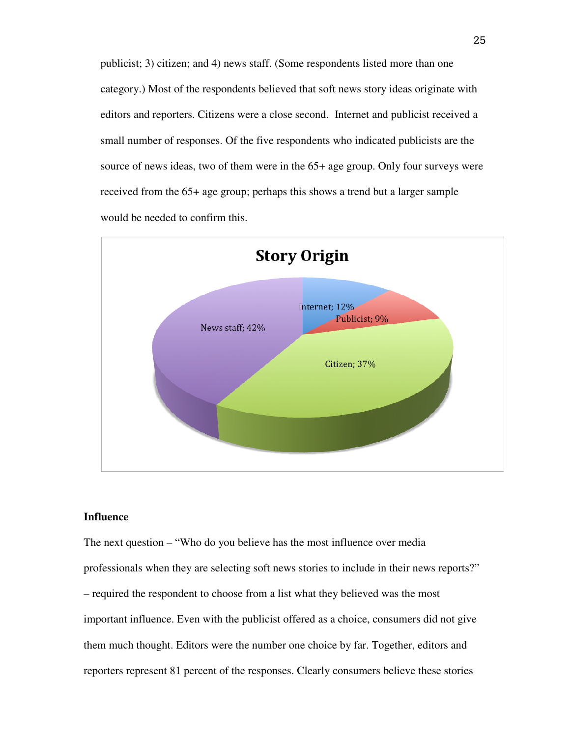publicist; 3) citizen; and 4) news staff. (Some respondents listed more than one category.) Most of the respondents believed that soft news story ideas originate with editors and reporters. Citizens were a close second. Internet and publicist received a small number of responses. Of the five respondents who indicated publicists are the source of news ideas, two of them were in the 65+ age group. Only four surveys were received from the 65+ age group; perhaps this shows a trend but a larger sample would be needed to confirm this.

**Story Origin**

| Category | Percent |
|---|---|
| Internet | 12% |
| Publicist | 9% |
| Citizen | 37% |
| News staff | 42% |

## Influence

The next question – "Who do you believe has the most influence over media professionals when they are selecting soft news stories to include in their news reports?" – required the respondent to choose from a list what they believed was the most important influence. Even with the publicist offered as a choice, consumers did not give them much thought. Editors were the number one choice by far. Together, editors and reporters represent 81 percent of the responses. Clearly consumers believe these stories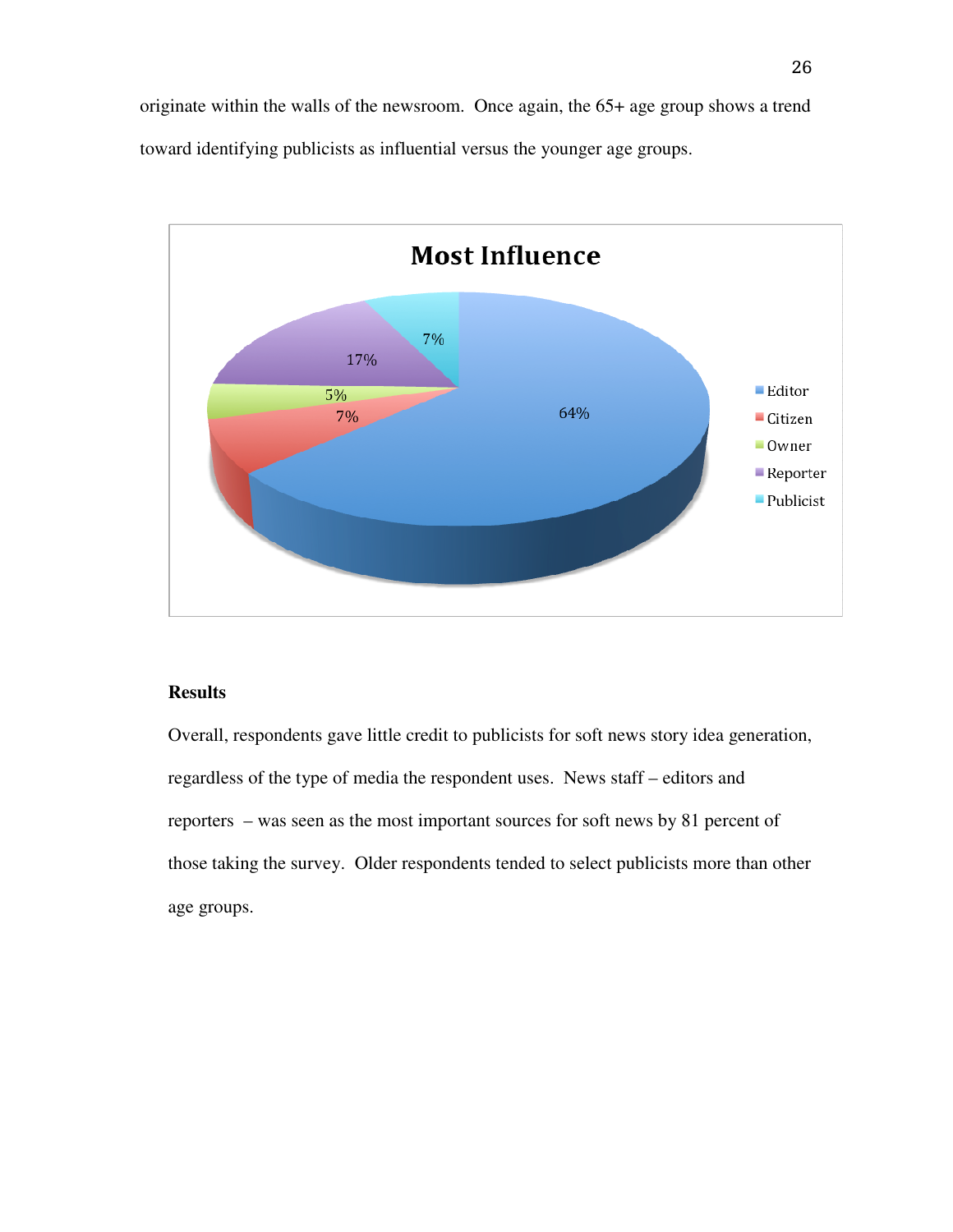originate within the walls of the newsroom. Once again, the 65+ age group shows a trend toward identifying publicists as influential versus the younger age groups.

**Most Influence**

| Source | Percent |
|---|---|
| Editor | 64% |
| Citizen | 7% |
| Owner | 5% |
| Reporter | 17% |
| Publicist | 7% |

**Results**

Overall, respondents gave little credit to publicists for soft news story idea generation, regardless of the type of media the respondent uses. News staff – editors and reporters – was seen as the most important sources for soft news by 81 percent of those taking the survey. Older respondents tended to select publicists more than other age groups.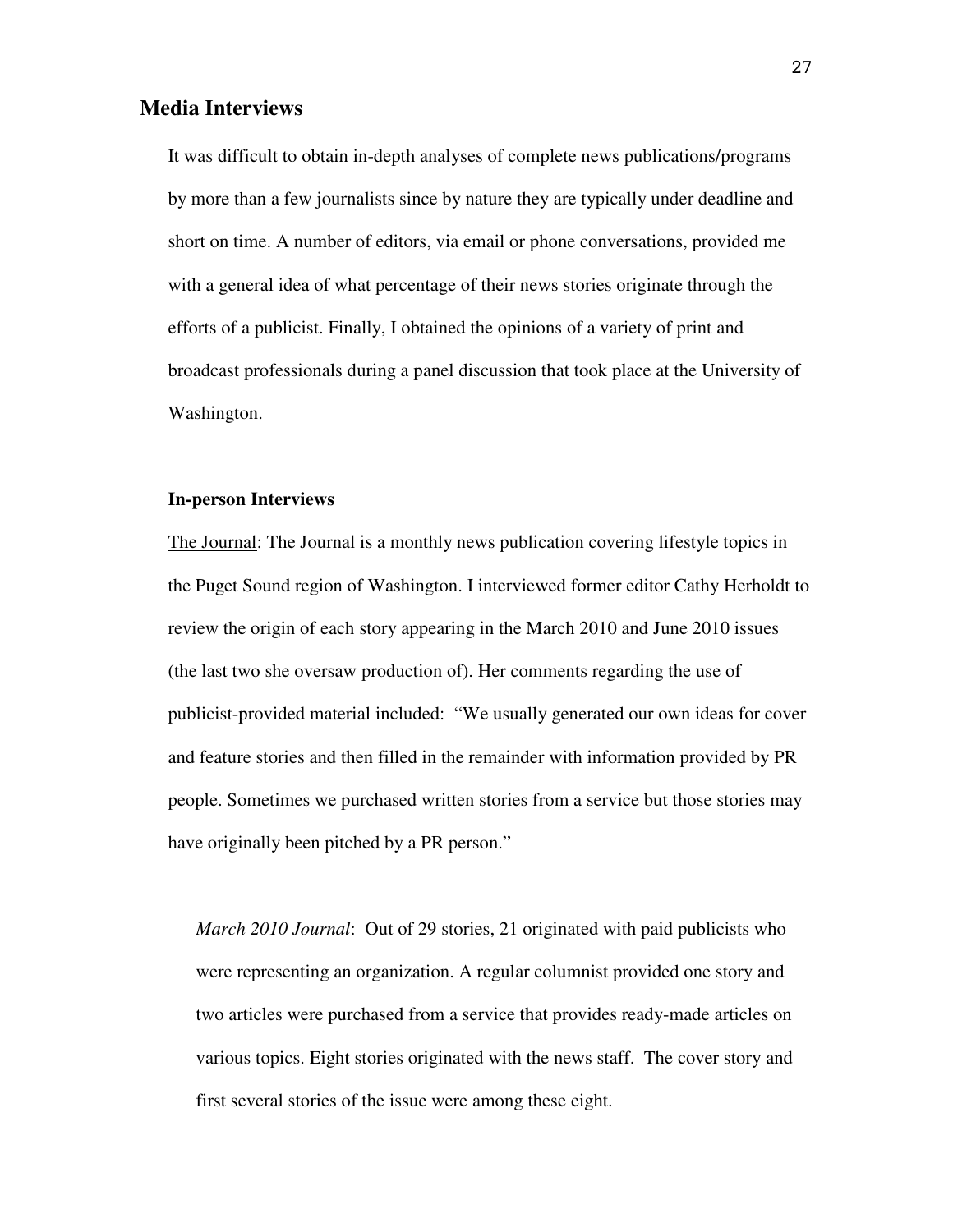## Media Interviews

It was difficult to obtain in-depth analyses of complete news publications/programs by more than a few journalists since by nature they are typically under deadline and short on time. A number of editors, via email or phone conversations, provided me with a general idea of what percentage of their news stories originate through the efforts of a publicist. Finally, I obtained the opinions of a variety of print and broadcast professionals during a panel discussion that took place at the University of Washington.

### In-person Interviews

<u>The Journal</u>: The Journal is a monthly news publication covering lifestyle topics in the Puget Sound region of Washington. I interviewed former editor Cathy Herholdt to review the origin of each story appearing in the March 2010 and June 2010 issues (the last two she oversaw production of). Her comments regarding the use of publicist-provided material included: "We usually generated our own ideas for cover and feature stories and then filled in the remainder with information provided by PR people. Sometimes we purchased written stories from a service but those stories may have originally been pitched by a PR person."

*March 2010 Journal*: Out of 29 stories, 21 originated with paid publicists who were representing an organization. A regular columnist provided one story and two articles were purchased from a service that provides ready-made articles on various topics. Eight stories originated with the news staff. The cover story and first several stories of the issue were among these eight.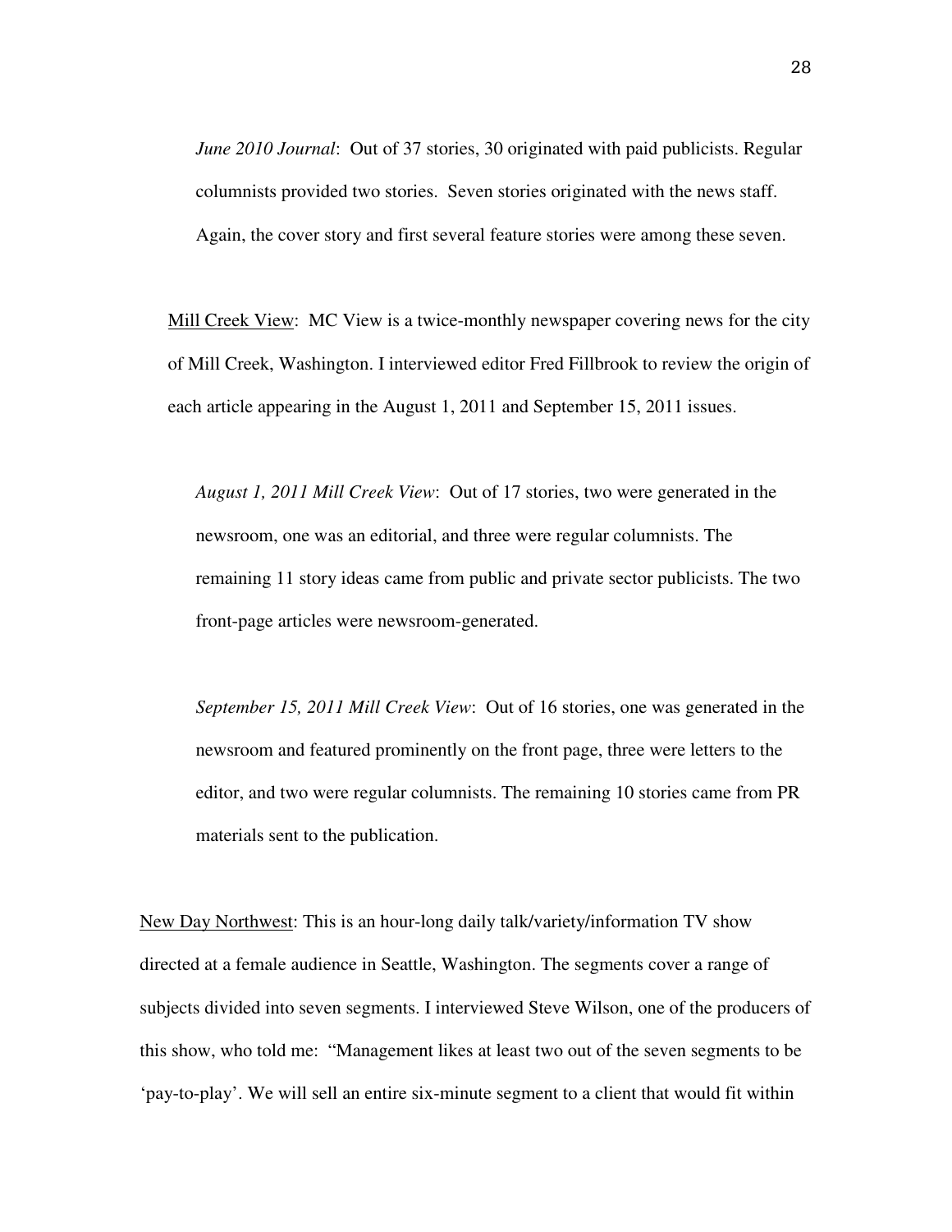*June 2010 Journal*: Out of 37 stories, 30 originated with paid publicists. Regular columnists provided two stories. Seven stories originated with the news staff. Again, the cover story and first several feature stories were among these seven.

<u>Mill Creek View</u>: MC View is a twice-monthly newspaper covering news for the city of Mill Creek, Washington. I interviewed editor Fred Fillbrook to review the origin of each article appearing in the August 1, 2011 and September 15, 2011 issues.

*August 1, 2011 Mill Creek View*: Out of 17 stories, two were generated in the newsroom, one was an editorial, and three were regular columnists. The remaining 11 story ideas came from public and private sector publicists. The two front-page articles were newsroom-generated.

*September 15, 2011 Mill Creek View*: Out of 16 stories, one was generated in the newsroom and featured prominently on the front page, three were letters to the editor, and two were regular columnists. The remaining 10 stories came from PR materials sent to the publication.

<u>New Day Northwest</u>: This is an hour-long daily talk/variety/information TV show directed at a female audience in Seattle, Washington. The segments cover a range of subjects divided into seven segments. I interviewed Steve Wilson, one of the producers of this show, who told me: "Management likes at least two out of the seven segments to be 'pay-to-play'. We will sell an entire six-minute segment to a client that would fit within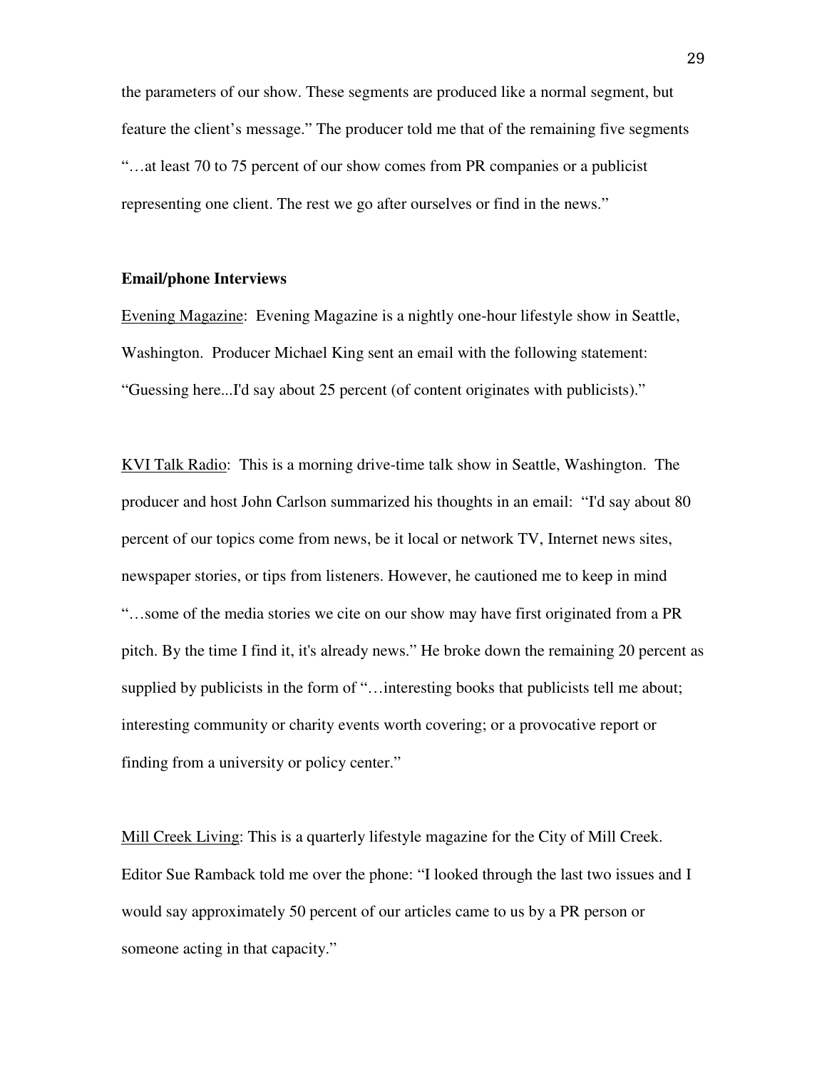the parameters of our show. These segments are produced like a normal segment, but feature the client's message." The producer told me that of the remaining five segments "…at least 70 to 75 percent of our show comes from PR companies or a publicist representing one client. The rest we go after ourselves or find in the news."

**Email/phone Interviews**

Evening Magazine: Evening Magazine is a nightly one-hour lifestyle show in Seattle, Washington. Producer Michael King sent an email with the following statement: "Guessing here...I'd say about 25 percent (of content originates with publicists)."

KVI Talk Radio: This is a morning drive-time talk show in Seattle, Washington. The producer and host John Carlson summarized his thoughts in an email: "I'd say about 80 percent of our topics come from news, be it local or network TV, Internet news sites, newspaper stories, or tips from listeners. However, he cautioned me to keep in mind "…some of the media stories we cite on our show may have first originated from a PR pitch. By the time I find it, it's already news." He broke down the remaining 20 percent as supplied by publicists in the form of "…interesting books that publicists tell me about; interesting community or charity events worth covering; or a provocative report or finding from a university or policy center."

Mill Creek Living: This is a quarterly lifestyle magazine for the City of Mill Creek. Editor Sue Ramback told me over the phone: "I looked through the last two issues and I would say approximately 50 percent of our articles came to us by a PR person or someone acting in that capacity."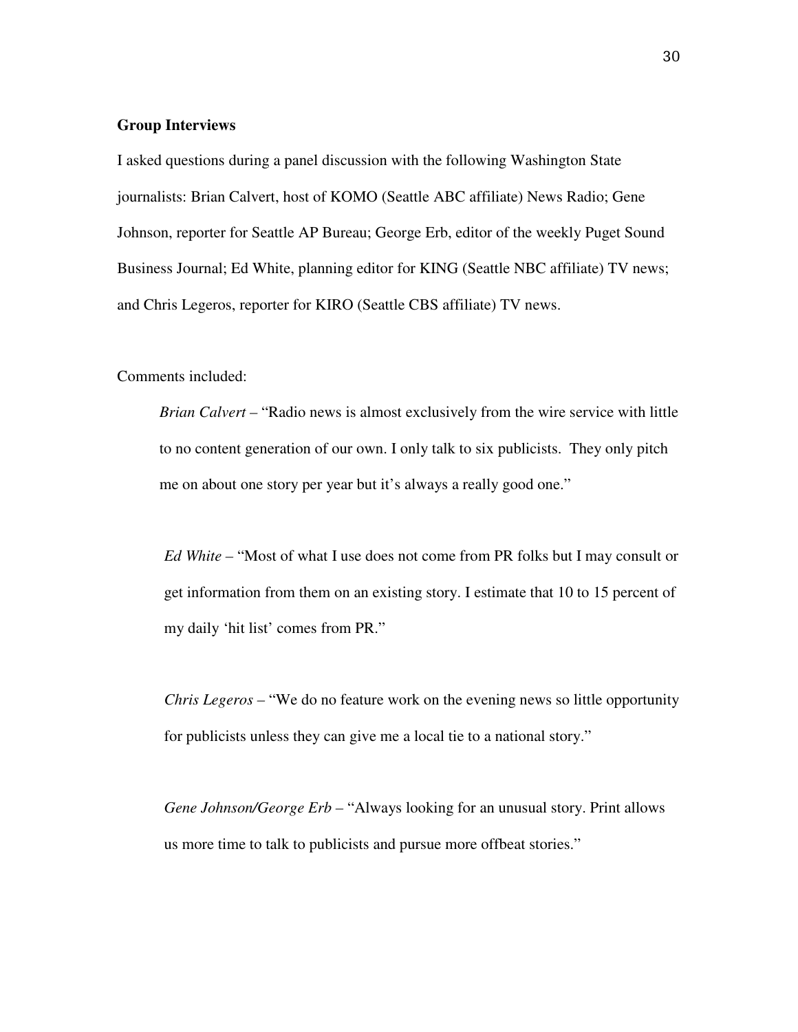**Group Interviews**

I asked questions during a panel discussion with the following Washington State journalists: Brian Calvert, host of KOMO (Seattle ABC affiliate) News Radio; Gene Johnson, reporter for Seattle AP Bureau; George Erb, editor of the weekly Puget Sound Business Journal; Ed White, planning editor for KING (Seattle NBC affiliate) TV news; and Chris Legeros, reporter for KIRO (Seattle CBS affiliate) TV news.

Comments included:

> *Brian Calvert* – "Radio news is almost exclusively from the wire service with little to no content generation of our own. I only talk to six publicists. They only pitch me on about one story per year but it's always a really good one."
>
> *Ed White* – "Most of what I use does not come from PR folks but I may consult or get information from them on an existing story. I estimate that 10 to 15 percent of my daily 'hit list' comes from PR."
>
> *Chris Legeros* – "We do no feature work on the evening news so little opportunity for publicists unless they can give me a local tie to a national story."
>
> *Gene Johnson/George Erb* – "Always looking for an unusual story. Print allows us more time to talk to publicists and pursue more offbeat stories."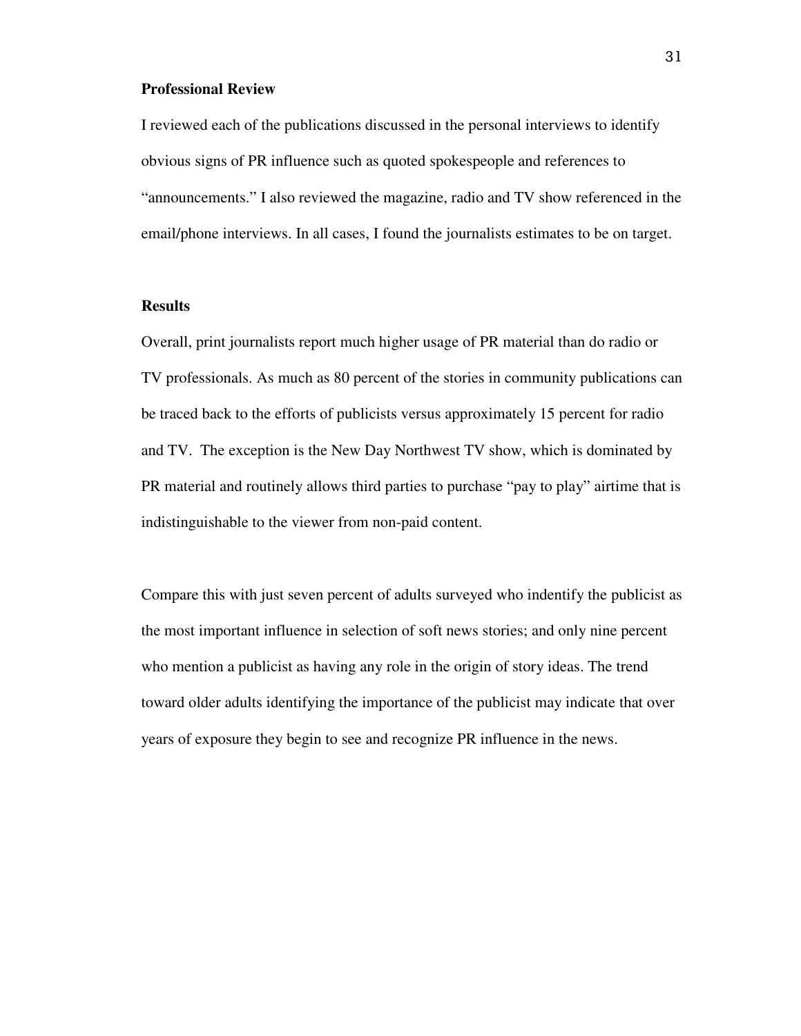**Professional Review**

I reviewed each of the publications discussed in the personal interviews to identify obvious signs of PR influence such as quoted spokespeople and references to "announcements." I also reviewed the magazine, radio and TV show referenced in the email/phone interviews. In all cases, I found the journalists estimates to be on target.

**Results**

Overall, print journalists report much higher usage of PR material than do radio or TV professionals. As much as 80 percent of the stories in community publications can be traced back to the efforts of publicists versus approximately 15 percent for radio and TV. The exception is the New Day Northwest TV show, which is dominated by PR material and routinely allows third parties to purchase "pay to play" airtime that is indistinguishable to the viewer from non-paid content.

Compare this with just seven percent of adults surveyed who indentify the publicist as the most important influence in selection of soft news stories; and only nine percent who mention a publicist as having any role in the origin of story ideas. The trend toward older adults identifying the importance of the publicist may indicate that over years of exposure they begin to see and recognize PR influence in the news.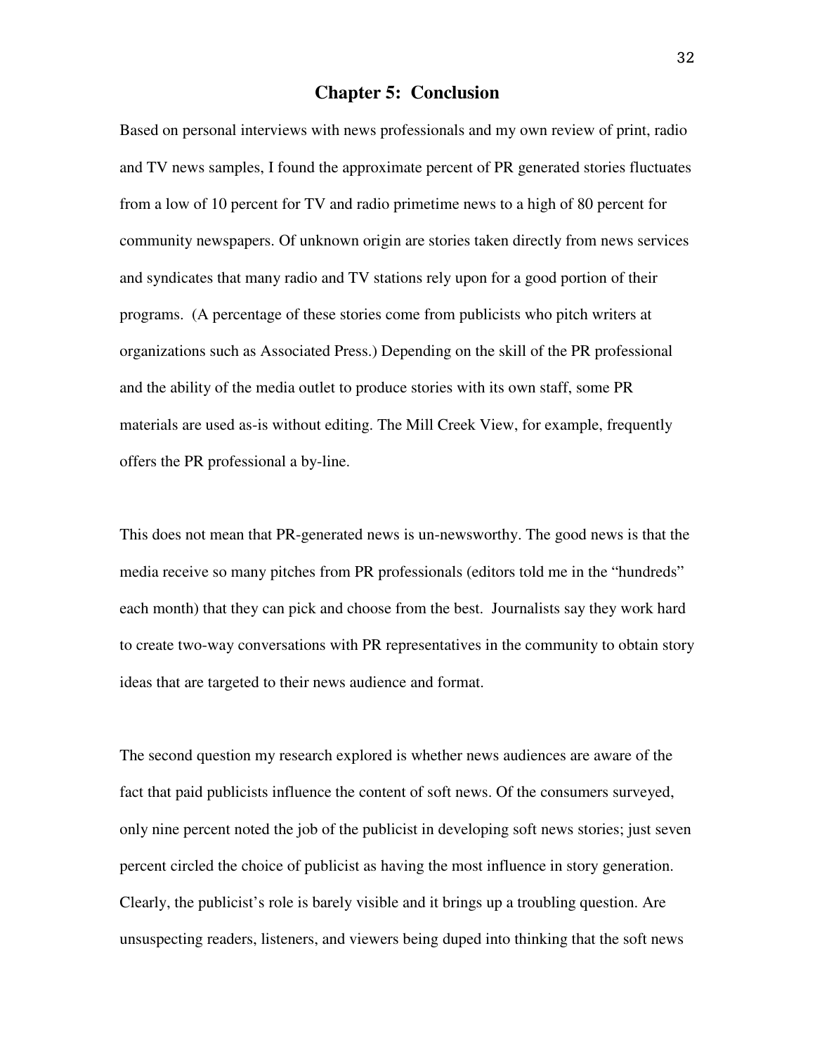## Chapter 5: Conclusion

Based on personal interviews with news professionals and my own review of print, radio and TV news samples, I found the approximate percent of PR generated stories fluctuates from a low of 10 percent for TV and radio primetime news to a high of 80 percent for community newspapers. Of unknown origin are stories taken directly from news services and syndicates that many radio and TV stations rely upon for a good portion of their programs. (A percentage of these stories come from publicists who pitch writers at organizations such as Associated Press.) Depending on the skill of the PR professional and the ability of the media outlet to produce stories with its own staff, some PR materials are used as-is without editing. The Mill Creek View, for example, frequently offers the PR professional a by-line.

This does not mean that PR-generated news is un-newsworthy. The good news is that the media receive so many pitches from PR professionals (editors told me in the "hundreds" each month) that they can pick and choose from the best. Journalists say they work hard to create two-way conversations with PR representatives in the community to obtain story ideas that are targeted to their news audience and format.

The second question my research explored is whether news audiences are aware of the fact that paid publicists influence the content of soft news. Of the consumers surveyed, only nine percent noted the job of the publicist in developing soft news stories; just seven percent circled the choice of publicist as having the most influence in story generation. Clearly, the publicist's role is barely visible and it brings up a troubling question. Are unsuspecting readers, listeners, and viewers being duped into thinking that the soft news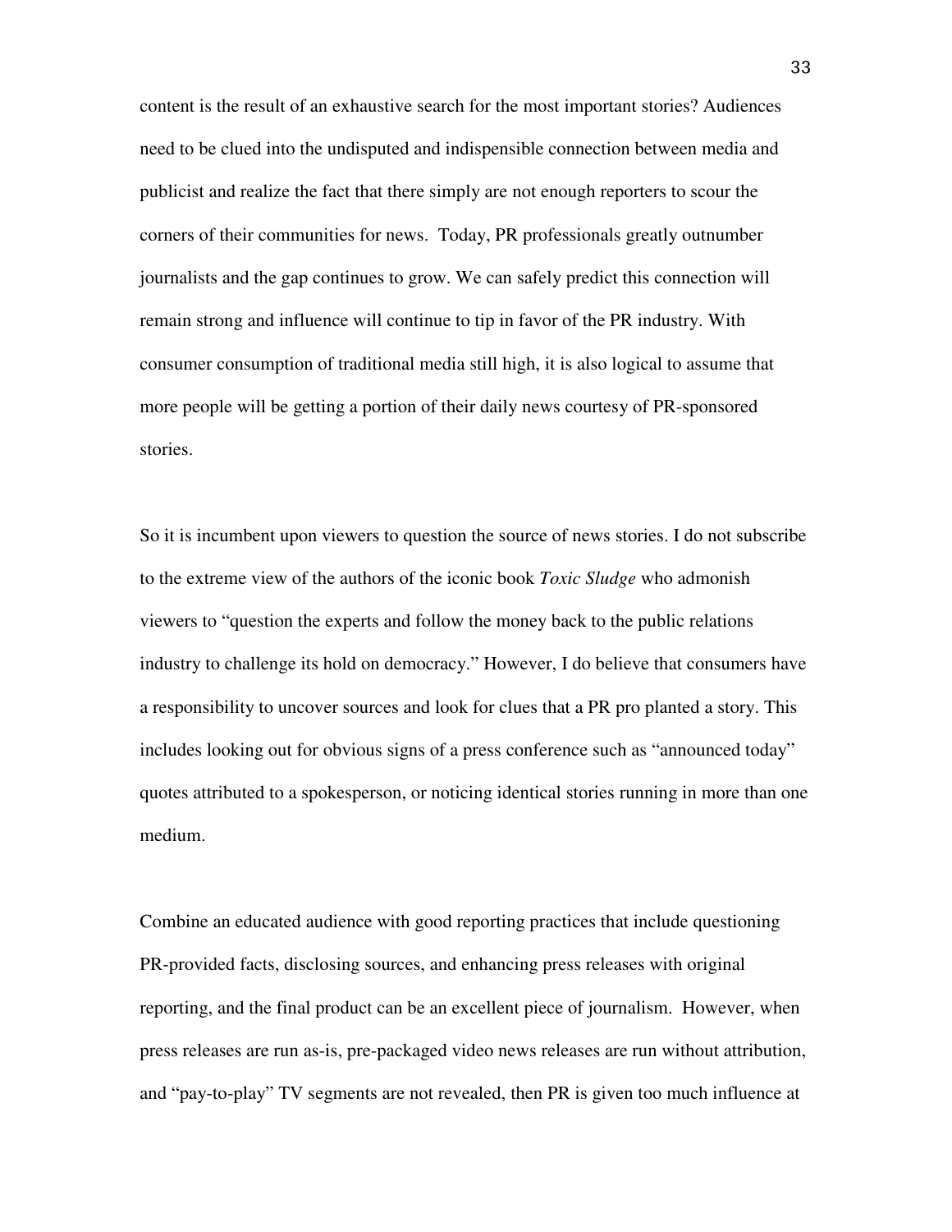content is the result of an exhaustive search for the most important stories? Audiences need to be clued into the undisputed and indispensible connection between media and publicist and realize the fact that there simply are not enough reporters to scour the corners of their communities for news. Today, PR professionals greatly outnumber journalists and the gap continues to grow. We can safely predict this connection will remain strong and influence will continue to tip in favor of the PR industry. With consumer consumption of traditional media still high, it is also logical to assume that more people will be getting a portion of their daily news courtesy of PR-sponsored stories.

So it is incumbent upon viewers to question the source of news stories. I do not subscribe to the extreme view of the authors of the iconic book *Toxic Sludge* who admonish viewers to "question the experts and follow the money back to the public relations industry to challenge its hold on democracy." However, I do believe that consumers have a responsibility to uncover sources and look for clues that a PR pro planted a story. This includes looking out for obvious signs of a press conference such as "announced today" quotes attributed to a spokesperson, or noticing identical stories running in more than one medium.

Combine an educated audience with good reporting practices that include questioning PR-provided facts, disclosing sources, and enhancing press releases with original reporting, and the final product can be an excellent piece of journalism. However, when press releases are run as-is, pre-packaged video news releases are run without attribution, and "pay-to-play" TV segments are not revealed, then PR is given too much influence at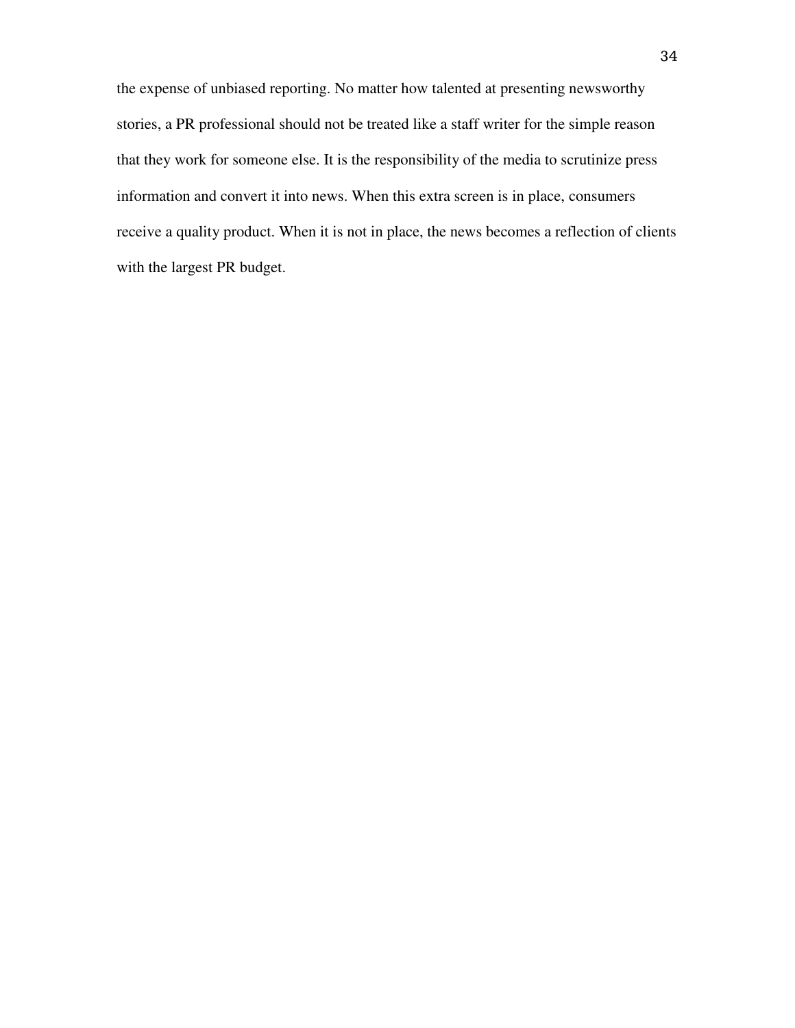the expense of unbiased reporting. No matter how talented at presenting newsworthy stories, a PR professional should not be treated like a staff writer for the simple reason that they work for someone else. It is the responsibility of the media to scrutinize press information and convert it into news. When this extra screen is in place, consumers receive a quality product. When it is not in place, the news becomes a reflection of clients with the largest PR budget.